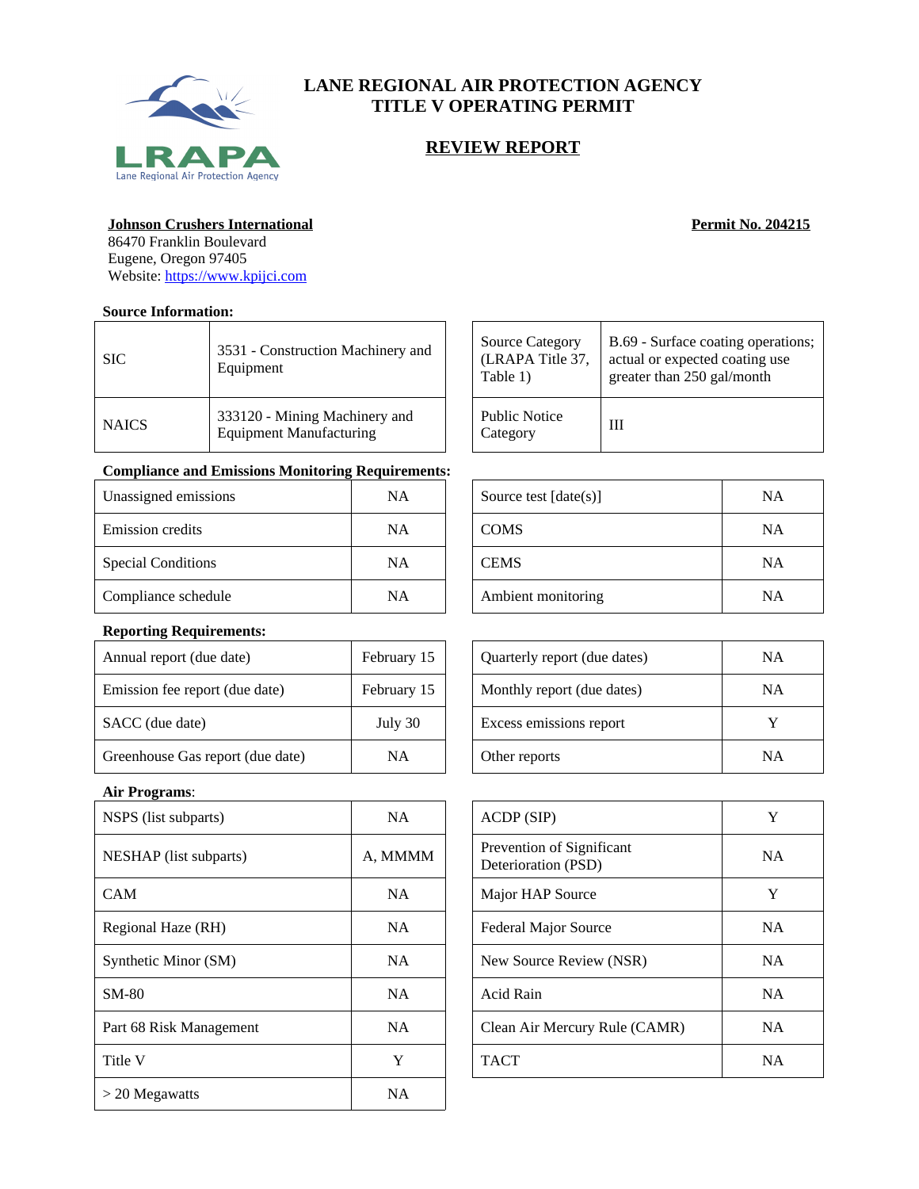# LANE REGIONAL AIR PROTECTION AGENCY
# TITLE V OPERATING PERMIT

## REVIEW REPORT

**Johnson Crushers International**
86470 Franklin Boulevard
Eugene, Oregon 97405
Website: https://www.kpijci.com

**Permit No. 204215**

**Source Information:**

| | |
|---|---|
| SIC | 3531 - Construction Machinery and Equipment |
| NAICS | 333120 - Mining Machinery and Equipment Manufacturing |

| | |
|---|---|
| Source Category (LRAPA Title 37, Table 1) | B.69 - Surface coating operations; actual or expected coating use greater than 250 gal/month |
| Public Notice Category | III |

**Compliance and Emissions Monitoring Requirements:**

| | |
|---|---|
| Unassigned emissions | NA |
| Emission credits | NA |
| Special Conditions | NA |
| Compliance schedule | NA |

| | |
|---|---|
| Source test [date(s)] | NA |
| COMS | NA |
| CEMS | NA |
| Ambient monitoring | NA |

**Reporting Requirements:**

| | |
|---|---|
| Annual report (due date) | February 15 |
| Emission fee report (due date) | February 15 |
| SACC (due date) | July 30 |
| Greenhouse Gas report (due date) | NA |

| | |
|---|---|
| Quarterly report (due dates) | NA |
| Monthly report (due dates) | NA |
| Excess emissions report | Y |
| Other reports | NA |

**Air Programs**:

| | |
|---|---|
| NSPS (list subparts) | NA |
| NESHAP (list subparts) | A, MMMM |
| CAM | NA |
| Regional Haze (RH) | NA |
| Synthetic Minor (SM) | NA |
| SM-80 | NA |
| Part 68 Risk Management | NA |
| Title V | Y |
| > 20 Megawatts | NA |

| | |
|---|---|
| ACDP (SIP) | Y |
| Prevention of Significant Deterioration (PSD) | NA |
| Major HAP Source | Y |
| Federal Major Source | NA |
| New Source Review (NSR) | NA |
| Acid Rain | NA |
| Clean Air Mercury Rule (CAMR) | NA |
| TACT | NA |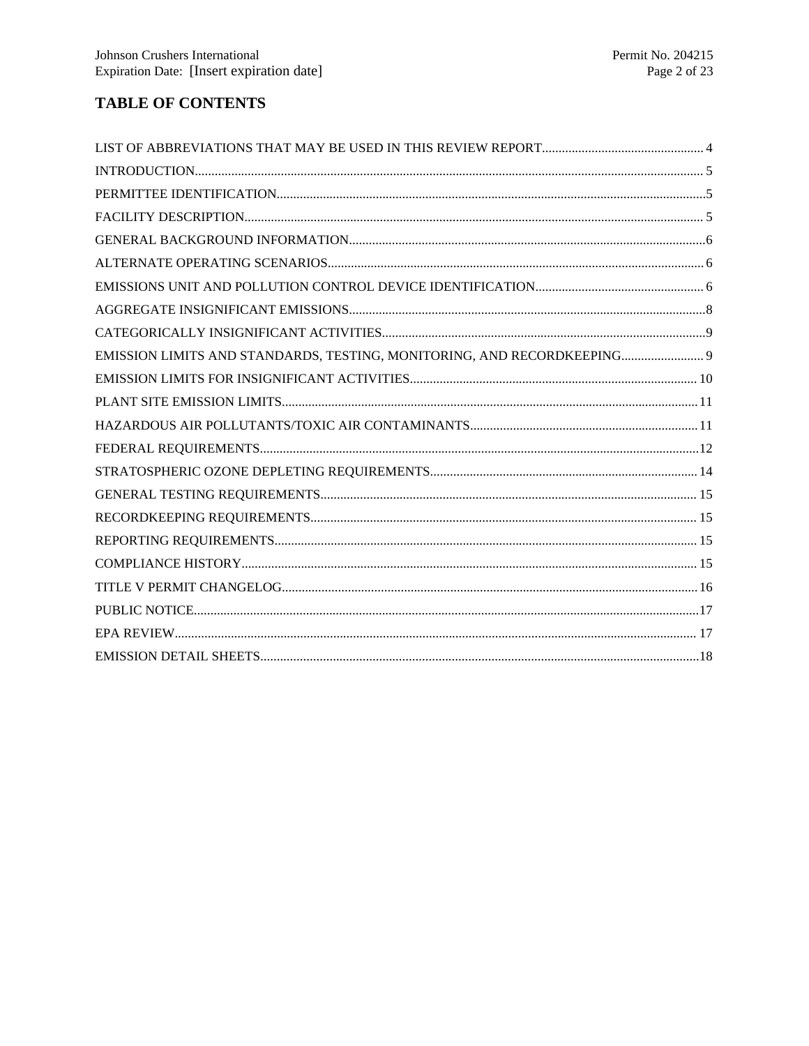# TABLE OF CONTENTS

LIST OF ABBREVIATIONS THAT MAY BE USED IN THIS REVIEW REPORT................................................ 4

INTRODUCTION........................................................................................................................................ 5

PERMITTEE IDENTIFICATION................................................................................................................5

FACILITY DESCRIPTION......................................................................................................................... 5

GENERAL BACKGROUND INFORMATION...........................................................................................6

ALTERNATE OPERATING SCENARIOS................................................................................................ 6

EMISSIONS UNIT AND POLLUTION CONTROL DEVICE IDENTIFICATION.................................................. 6

AGGREGATE INSIGNIFICANT EMISSIONS...........................................................................................8

CATEGORICALLY INSIGNIFICANT ACTIVITIES.................................................................................9

EMISSION LIMITS AND STANDARDS, TESTING, MONITORING, AND RECORDKEEPING......................... 9

EMISSION LIMITS FOR INSIGNIFICANT ACTIVITIES...................................................................... 10

PLANT SITE EMISSION LIMITS............................................................................................................11

HAZARDOUS AIR POLLUTANTS/TOXIC AIR CONTAMINANTS....................................................11

FEDERAL REQUIREMENTS...................................................................................................................12

STRATOSPHERIC OZONE DEPLETING REQUIREMENTS................................................................ 14

GENERAL TESTING REQUIREMENTS................................................................................................. 15

RECORDKEEPING REQUIREMENTS................................................................................................... 15

REPORTING REQUIREMENTS.............................................................................................................. 15

COMPLIANCE HISTORY........................................................................................................................ 15

TITLE V PERMIT CHANGELOG............................................................................................................ 16

PUBLIC NOTICE.......................................................................................................................................17

EPA REVIEW............................................................................................................................................ 17

EMISSION DETAIL SHEETS...................................................................................................................18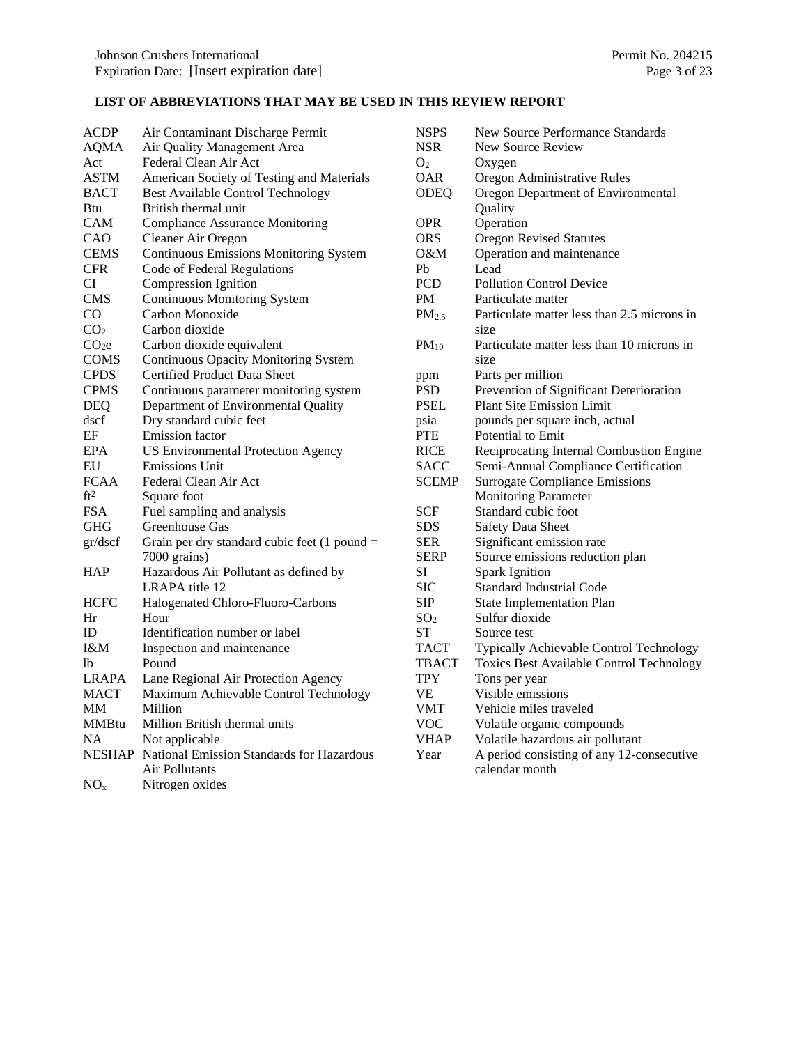### LIST OF ABBREVIATIONS THAT MAY BE USED IN THIS REVIEW REPORT

| Abbreviation | Meaning |
|---|---|
| ACDP | Air Contaminant Discharge Permit |
| AQMA | Air Quality Management Area |
| Act | Federal Clean Air Act |
| ASTM | American Society of Testing and Materials |
| BACT | Best Available Control Technology |
| Btu | British thermal unit |
| CAM | Compliance Assurance Monitoring |
| CAO | Cleaner Air Oregon |
| CEMS | Continuous Emissions Monitoring System |
| CFR | Code of Federal Regulations |
| CI | Compression Ignition |
| CMS | Continuous Monitoring System |
| CO | Carbon Monoxide |
| $CO_2$ | Carbon dioxide |
| $CO_2e$ | Carbon dioxide equivalent |
| COMS | Continuous Opacity Monitoring System |
| CPDS | Certified Product Data Sheet |
| CPMS | Continuous parameter monitoring system |
| DEQ | Department of Environmental Quality |
| dscf | Dry standard cubic feet |
| EF | Emission factor |
| EPA | US Environmental Protection Agency |
| EU | Emissions Unit |
| FCAA | Federal Clean Air Act |
| $ft^2$ | Square foot |
| FSA | Fuel sampling and analysis |
| GHG | Greenhouse Gas |
| gr/dscf | Grain per dry standard cubic feet (1 pound = 7000 grains) |
| HAP | Hazardous Air Pollutant as defined by LRAPA title 12 |
| HCFC | Halogenated Chloro-Fluoro-Carbons |
| Hr | Hour |
| ID | Identification number or label |
| I&M | Inspection and maintenance |
| lb | Pound |
| LRAPA | Lane Regional Air Protection Agency |
| MACT | Maximum Achievable Control Technology |
| MM | Million |
| MMBtu | Million British thermal units |
| NA | Not applicable |
| NESHAP | National Emission Standards for Hazardous Air Pollutants |
| $NO_x$ | Nitrogen oxides |
| NSPS | New Source Performance Standards |
| NSR | New Source Review |
| $O_2$ | Oxygen |
| OAR | Oregon Administrative Rules |
| ODEQ | Oregon Department of Environmental Quality |
| OPR | Operation |
| ORS | Oregon Revised Statutes |
| O&M | Operation and maintenance |
| Pb | Lead |
| PCD | Pollution Control Device |
| PM | Particulate matter |
| $PM_{2.5}$ | Particulate matter less than 2.5 microns in size |
| $PM_{10}$ | Particulate matter less than 10 microns in size |
| ppm | Parts per million |
| PSD | Prevention of Significant Deterioration |
| PSEL | Plant Site Emission Limit |
| psia | pounds per square inch, actual |
| PTE | Potential to Emit |
| RICE | Reciprocating Internal Combustion Engine |
| SACC | Semi-Annual Compliance Certification |
| SCEMP | Surrogate Compliance Emissions Monitoring Parameter |
| SCF | Standard cubic foot |
| SDS | Safety Data Sheet |
| SER | Significant emission rate |
| SERP | Source emissions reduction plan |
| SI | Spark Ignition |
| SIC | Standard Industrial Code |
| SIP | State Implementation Plan |
| $SO_2$ | Sulfur dioxide |
| ST | Source test |
| TACT | Typically Achievable Control Technology |
| TBACT | Toxics Best Available Control Technology |
| TPY | Tons per year |
| VE | Visible emissions |
| VMT | Vehicle miles traveled |
| VOC | Volatile organic compounds |
| VHAP | Volatile hazardous air pollutant |
| Year | A period consisting of any 12-consecutive calendar month |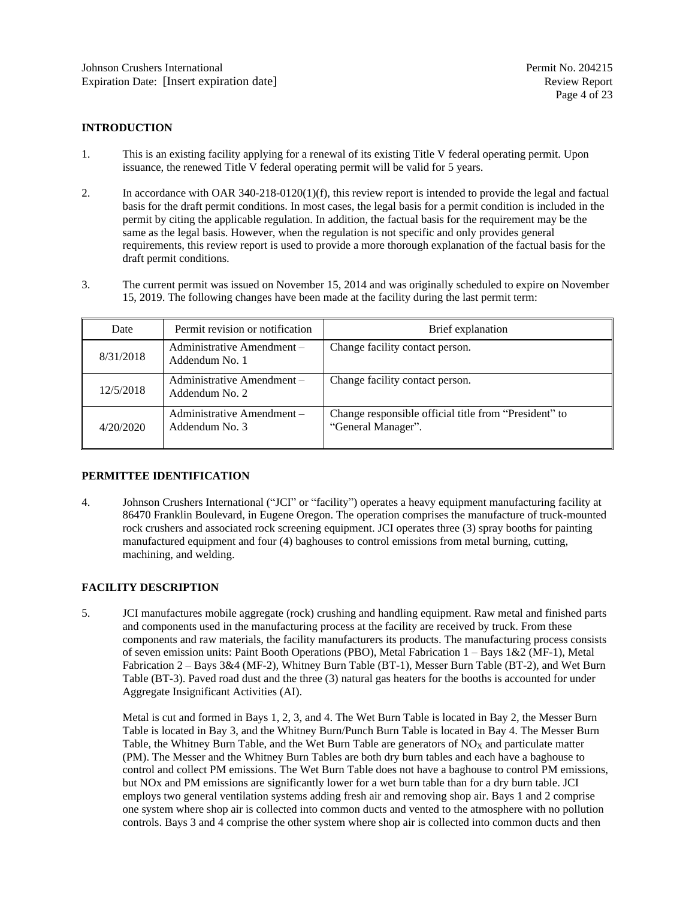## INTRODUCTION

1. This is an existing facility applying for a renewal of its existing Title V federal operating permit. Upon issuance, the renewed Title V federal operating permit will be valid for 5 years.

2. In accordance with OAR 340-218-0120(1)(f), this review report is intended to provide the legal and factual basis for the draft permit conditions. In most cases, the legal basis for a permit condition is included in the permit by citing the applicable regulation. In addition, the factual basis for the requirement may be the same as the legal basis. However, when the regulation is not specific and only provides general requirements, this review report is used to provide a more thorough explanation of the factual basis for the draft permit conditions.

3. The current permit was issued on November 15, 2014 and was originally scheduled to expire on November 15, 2019. The following changes have been made at the facility during the last permit term:

| Date | Permit revision or notification | Brief explanation |
|---|---|---|
| 8/31/2018 | Administrative Amendment – Addendum No. 1 | Change facility contact person. |
| 12/5/2018 | Administrative Amendment – Addendum No. 2 | Change facility contact person. |
| 4/20/2020 | Administrative Amendment – Addendum No. 3 | Change responsible official title from "President" to "General Manager". |

## PERMITTEE IDENTIFICATION

4. Johnson Crushers International ("JCI" or "facility") operates a heavy equipment manufacturing facility at 86470 Franklin Boulevard, in Eugene Oregon. The operation comprises the manufacture of truck-mounted rock crushers and associated rock screening equipment. JCI operates three (3) spray booths for painting manufactured equipment and four (4) baghouses to control emissions from metal burning, cutting, machining, and welding.

## FACILITY DESCRIPTION

5. JCI manufactures mobile aggregate (rock) crushing and handling equipment. Raw metal and finished parts and components used in the manufacturing process at the facility are received by truck. From these components and raw materials, the facility manufacturers its products. The manufacturing process consists of seven emission units: Paint Booth Operations (PBO), Metal Fabrication 1 – Bays 1&2 (MF-1), Metal Fabrication 2 – Bays 3&4 (MF-2), Whitney Burn Table (BT-1), Messer Burn Table (BT-2), and Wet Burn Table (BT-3). Paved road dust and the three (3) natural gas heaters for the booths is accounted for under Aggregate Insignificant Activities (AI).

   Metal is cut and formed in Bays 1, 2, 3, and 4. The Wet Burn Table is located in Bay 2, the Messer Burn Table is located in Bay 3, and the Whitney Burn/Punch Burn Table is located in Bay 4. The Messer Burn Table, the Whitney Burn Table, and the Wet Burn Table are generators of $NO_X$ and particulate matter (PM). The Messer and the Whitney Burn Tables are both dry burn tables and each have a baghouse to control and collect PM emissions. The Wet Burn Table does not have a baghouse to control PM emissions, but NOx and PM emissions are significantly lower for a wet burn table than for a dry burn table. JCI employs two general ventilation systems adding fresh air and removing shop air. Bays 1 and 2 comprise one system where shop air is collected into common ducts and vented to the atmosphere with no pollution controls. Bays 3 and 4 comprise the other system where shop air is collected into common ducts and then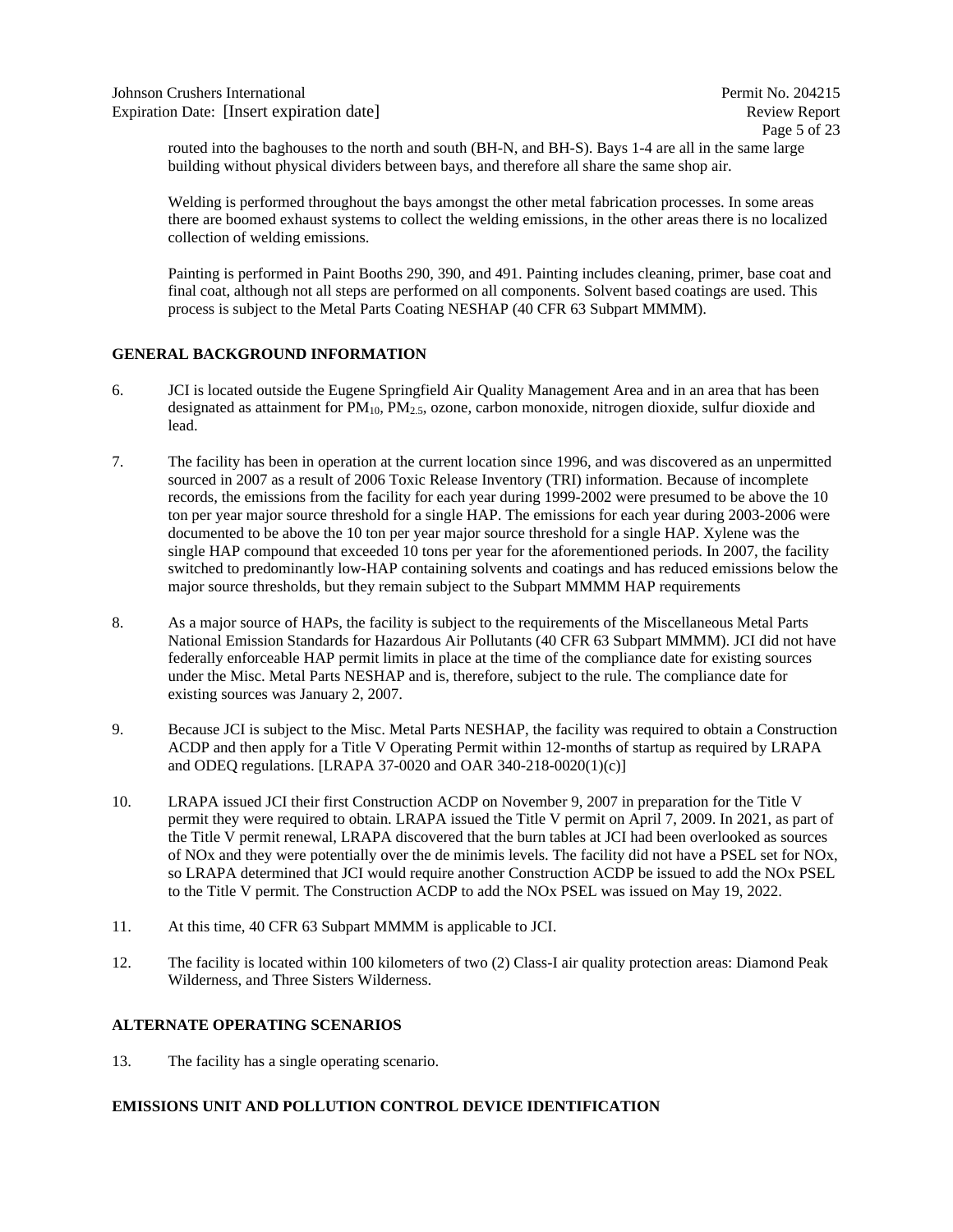routed into the baghouses to the north and south (BH-N, and BH-S). Bays 1-4 are all in the same large building without physical dividers between bays, and therefore all share the same shop air.

Welding is performed throughout the bays amongst the other metal fabrication processes. In some areas there are boomed exhaust systems to collect the welding emissions, in the other areas there is no localized collection of welding emissions.

Painting is performed in Paint Booths 290, 390, and 491. Painting includes cleaning, primer, base coat and final coat, although not all steps are performed on all components. Solvent based coatings are used. This process is subject to the Metal Parts Coating NESHAP (40 CFR 63 Subpart MMMM).

**GENERAL BACKGROUND INFORMATION**

6. JCI is located outside the Eugene Springfield Air Quality Management Area and in an area that has been designated as attainment for $PM_{10}$, $PM_{2.5}$, ozone, carbon monoxide, nitrogen dioxide, sulfur dioxide and lead.

7. The facility has been in operation at the current location since 1996, and was discovered as an unpermitted sourced in 2007 as a result of 2006 Toxic Release Inventory (TRI) information. Because of incomplete records, the emissions from the facility for each year during 1999-2002 were presumed to be above the 10 ton per year major source threshold for a single HAP. The emissions for each year during 2003-2006 were documented to be above the 10 ton per year major source threshold for a single HAP. Xylene was the single HAP compound that exceeded 10 tons per year for the aforementioned periods. In 2007, the facility switched to predominantly low-HAP containing solvents and coatings and has reduced emissions below the major source thresholds, but they remain subject to the Subpart MMMM HAP requirements

8. As a major source of HAPs, the facility is subject to the requirements of the Miscellaneous Metal Parts National Emission Standards for Hazardous Air Pollutants (40 CFR 63 Subpart MMMM). JCI did not have federally enforceable HAP permit limits in place at the time of the compliance date for existing sources under the Misc. Metal Parts NESHAP and is, therefore, subject to the rule. The compliance date for existing sources was January 2, 2007.

9. Because JCI is subject to the Misc. Metal Parts NESHAP, the facility was required to obtain a Construction ACDP and then apply for a Title V Operating Permit within 12-months of startup as required by LRAPA and ODEQ regulations. [LRAPA 37-0020 and OAR 340-218-0020(1)(c)]

10. LRAPA issued JCI their first Construction ACDP on November 9, 2007 in preparation for the Title V permit they were required to obtain. LRAPA issued the Title V permit on April 7, 2009. In 2021, as part of the Title V permit renewal, LRAPA discovered that the burn tables at JCI had been overlooked as sources of NOx and they were potentially over the de minimis levels. The facility did not have a PSEL set for NOx, so LRAPA determined that JCI would require another Construction ACDP be issued to add the NOx PSEL to the Title V permit. The Construction ACDP to add the NOx PSEL was issued on May 19, 2022.

11. At this time, 40 CFR 63 Subpart MMMM is applicable to JCI.

12. The facility is located within 100 kilometers of two (2) Class-I air quality protection areas: Diamond Peak Wilderness, and Three Sisters Wilderness.

**ALTERNATE OPERATING SCENARIOS**

13. The facility has a single operating scenario.

**EMISSIONS UNIT AND POLLUTION CONTROL DEVICE IDENTIFICATION**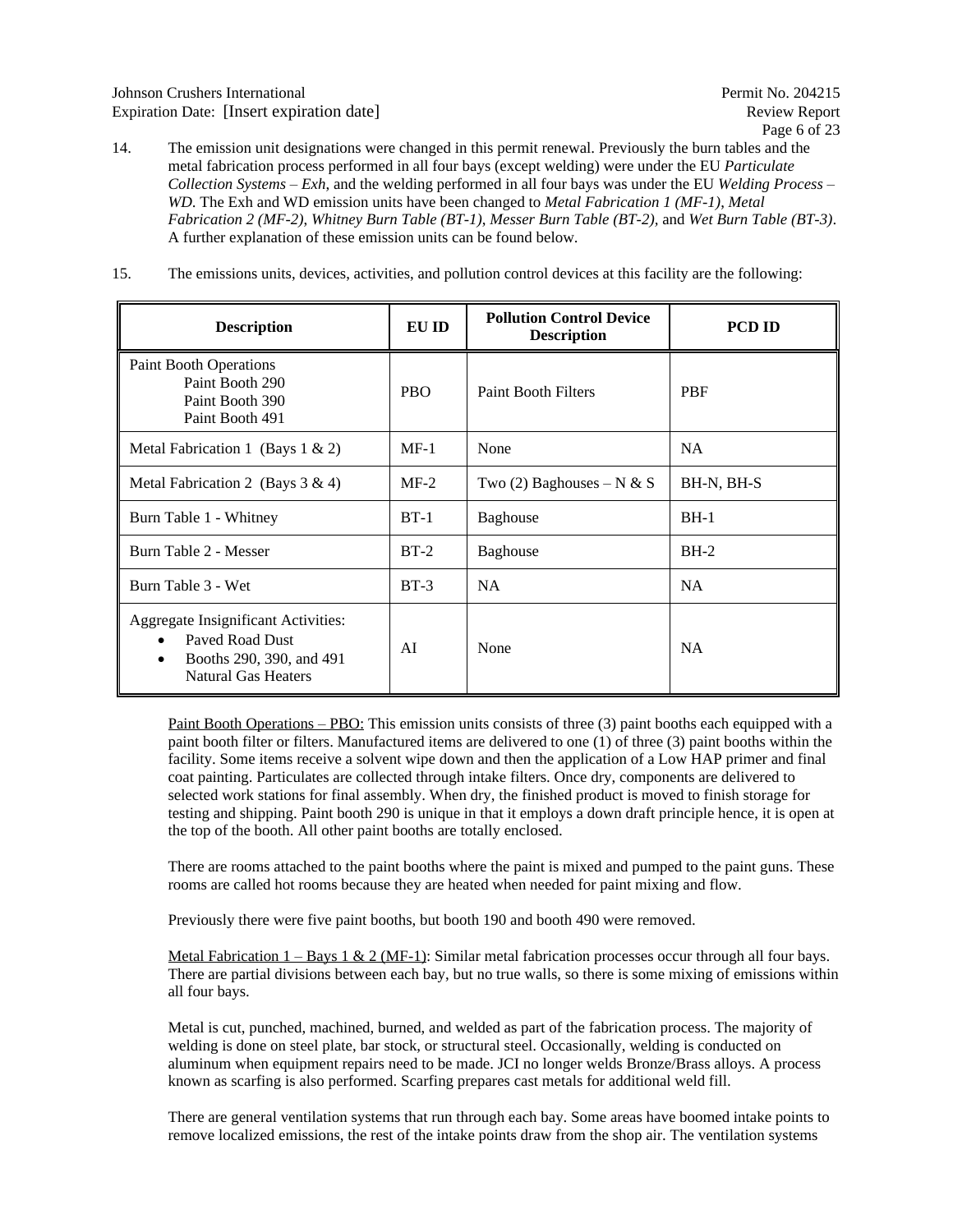14. The emission unit designations were changed in this permit renewal. Previously the burn tables and the metal fabrication process performed in all four bays (except welding) were under the EU *Particulate Collection Systems – Exh*, and the welding performed in all four bays was under the EU *Welding Process – WD*. The Exh and WD emission units have been changed to *Metal Fabrication 1 (MF-1)*, *Metal Fabrication 2 (MF-2)*, *Whitney Burn Table (BT-1)*, *Messer Burn Table (BT-2)*, and *Wet Burn Table (BT-3)*. A further explanation of these emission units can be found below.

15. The emissions units, devices, activities, and pollution control devices at this facility are the following:

| Description | EU ID | Pollution Control Device Description | PCD ID |
|---|---|---|---|
| Paint Booth Operations<br>Paint Booth 290<br>Paint Booth 390<br>Paint Booth 491 | PBO | Paint Booth Filters | PBF |
| Metal Fabrication 1 (Bays 1 & 2) | MF-1 | None | NA |
| Metal Fabrication 2 (Bays 3 & 4) | MF-2 | Two (2) Baghouses – N & S | BH-N, BH-S |
| Burn Table 1 - Whitney | BT-1 | Baghouse | BH-1 |
| Burn Table 2 - Messer | BT-2 | Baghouse | BH-2 |
| Burn Table 3 - Wet | BT-3 | NA | NA |
| Aggregate Insignificant Activities:<br>• Paved Road Dust<br>• Booths 290, 390, and 491 Natural Gas Heaters | AI | None | NA |

Paint Booth Operations – PBO: This emission units consists of three (3) paint booths each equipped with a paint booth filter or filters. Manufactured items are delivered to one (1) of three (3) paint booths within the facility. Some items receive a solvent wipe down and then the application of a Low HAP primer and final coat painting. Particulates are collected through intake filters. Once dry, components are delivered to selected work stations for final assembly. When dry, the finished product is moved to finish storage for testing and shipping. Paint booth 290 is unique in that it employs a down draft principle hence, it is open at the top of the booth. All other paint booths are totally enclosed.

There are rooms attached to the paint booths where the paint is mixed and pumped to the paint guns. These rooms are called hot rooms because they are heated when needed for paint mixing and flow.

Previously there were five paint booths, but booth 190 and booth 490 were removed.

Metal Fabrication 1 – Bays 1 & 2 (MF-1): Similar metal fabrication processes occur through all four bays. There are partial divisions between each bay, but no true walls, so there is some mixing of emissions within all four bays.

Metal is cut, punched, machined, burned, and welded as part of the fabrication process. The majority of welding is done on steel plate, bar stock, or structural steel. Occasionally, welding is conducted on aluminum when equipment repairs need to be made. JCI no longer welds Bronze/Brass alloys. A process known as scarfing is also performed. Scarfing prepares cast metals for additional weld fill.

There are general ventilation systems that run through each bay. Some areas have boomed intake points to remove localized emissions, the rest of the intake points draw from the shop air. The ventilation systems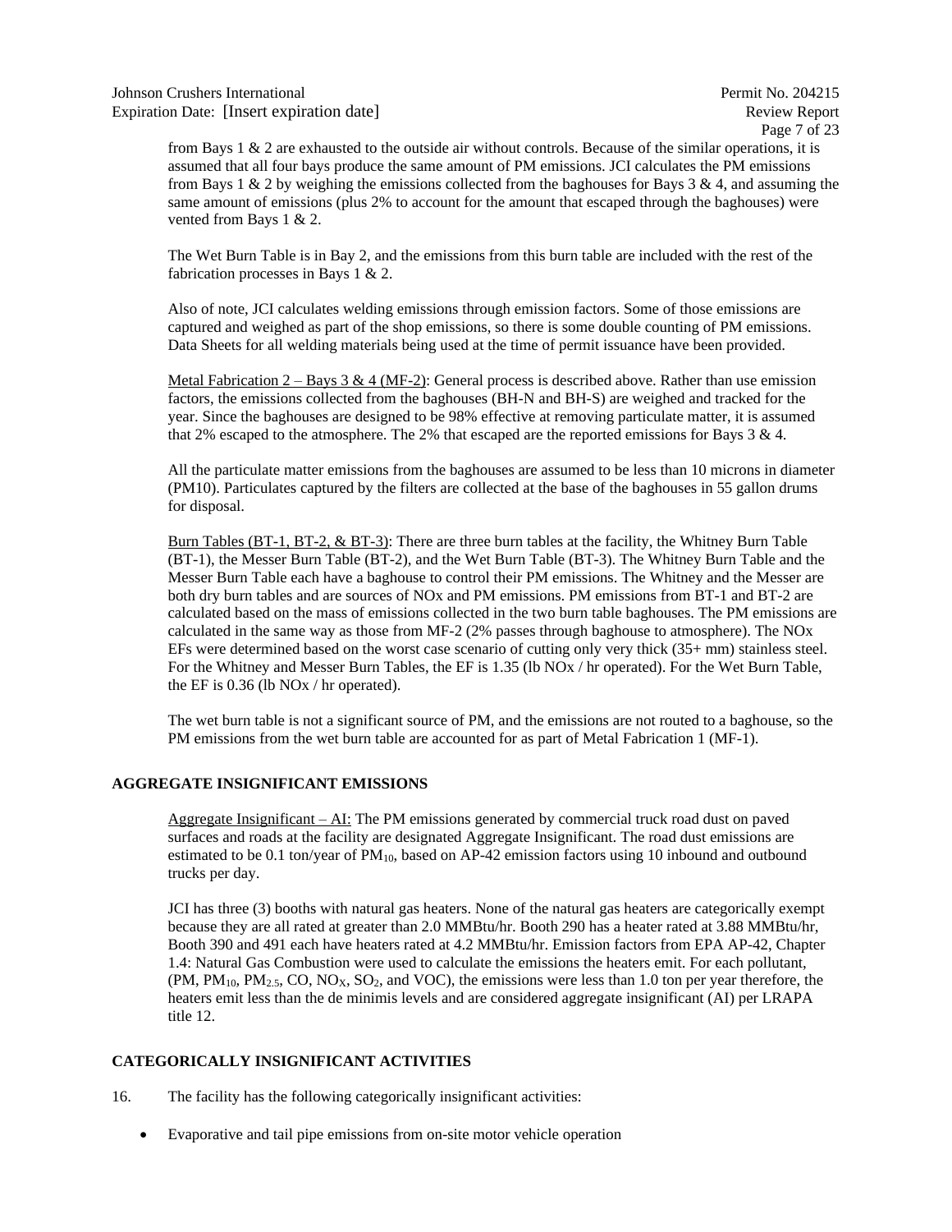from Bays 1 & 2 are exhausted to the outside air without controls. Because of the similar operations, it is assumed that all four bays produce the same amount of PM emissions. JCI calculates the PM emissions from Bays 1 & 2 by weighing the emissions collected from the baghouses for Bays 3 & 4, and assuming the same amount of emissions (plus 2% to account for the amount that escaped through the baghouses) were vented from Bays 1 & 2.

The Wet Burn Table is in Bay 2, and the emissions from this burn table are included with the rest of the fabrication processes in Bays 1 & 2.

Also of note, JCI calculates welding emissions through emission factors. Some of those emissions are captured and weighed as part of the shop emissions, so there is some double counting of PM emissions. Data Sheets for all welding materials being used at the time of permit issuance have been provided.

Metal Fabrication 2 – Bays 3 & 4 (MF-2): General process is described above. Rather than use emission factors, the emissions collected from the baghouses (BH-N and BH-S) are weighed and tracked for the year. Since the baghouses are designed to be 98% effective at removing particulate matter, it is assumed that 2% escaped to the atmosphere. The 2% that escaped are the reported emissions for Bays 3 & 4.

All the particulate matter emissions from the baghouses are assumed to be less than 10 microns in diameter (PM10). Particulates captured by the filters are collected at the base of the baghouses in 55 gallon drums for disposal.

Burn Tables (BT-1, BT-2, & BT-3): There are three burn tables at the facility, the Whitney Burn Table (BT-1), the Messer Burn Table (BT-2), and the Wet Burn Table (BT-3). The Whitney Burn Table and the Messer Burn Table each have a baghouse to control their PM emissions. The Whitney and the Messer are both dry burn tables and are sources of NOx and PM emissions. PM emissions from BT-1 and BT-2 are calculated based on the mass of emissions collected in the two burn table baghouses. The PM emissions are calculated in the same way as those from MF-2 (2% passes through baghouse to atmosphere). The NOx EFs were determined based on the worst case scenario of cutting only very thick (35+ mm) stainless steel. For the Whitney and Messer Burn Tables, the EF is 1.35 (lb NOx / hr operated). For the Wet Burn Table, the EF is 0.36 (lb NOx / hr operated).

The wet burn table is not a significant source of PM, and the emissions are not routed to a baghouse, so the PM emissions from the wet burn table are accounted for as part of Metal Fabrication 1 (MF-1).

**AGGREGATE INSIGNIFICANT EMISSIONS**

Aggregate Insignificant – AI: The PM emissions generated by commercial truck road dust on paved surfaces and roads at the facility are designated Aggregate Insignificant. The road dust emissions are estimated to be 0.1 ton/year of $PM_{10}$, based on AP-42 emission factors using 10 inbound and outbound trucks per day.

JCI has three (3) booths with natural gas heaters. None of the natural gas heaters are categorically exempt because they are all rated at greater than 2.0 MMBtu/hr. Booth 290 has a heater rated at 3.88 MMBtu/hr, Booth 390 and 491 each have heaters rated at 4.2 MMBtu/hr. Emission factors from EPA AP-42, Chapter 1.4: Natural Gas Combustion were used to calculate the emissions the heaters emit. For each pollutant, (PM, $PM_{10}$, $PM_{2.5}$, CO, $NO_X$, $SO_2$, and VOC), the emissions were less than 1.0 ton per year therefore, the heaters emit less than the de minimis levels and are considered aggregate insignificant (AI) per LRAPA title 12.

**CATEGORICALLY INSIGNIFICANT ACTIVITIES**

16. The facility has the following categorically insignificant activities:

- Evaporative and tail pipe emissions from on-site motor vehicle operation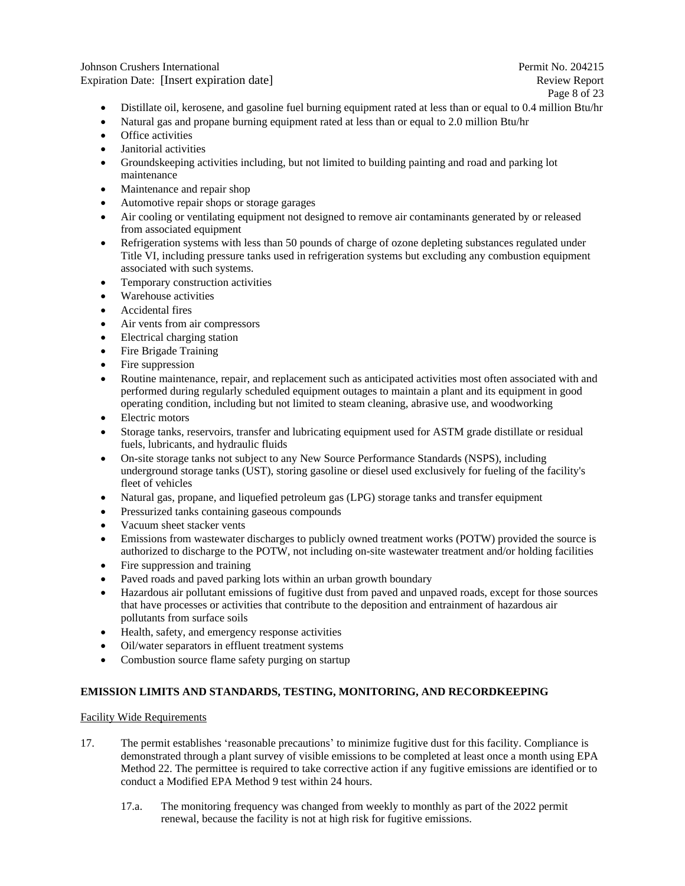- Distillate oil, kerosene, and gasoline fuel burning equipment rated at less than or equal to 0.4 million Btu/hr
- Natural gas and propane burning equipment rated at less than or equal to 2.0 million Btu/hr
- Office activities
- Janitorial activities
- Groundskeeping activities including, but not limited to building painting and road and parking lot maintenance
- Maintenance and repair shop
- Automotive repair shops or storage garages
- Air cooling or ventilating equipment not designed to remove air contaminants generated by or released from associated equipment
- Refrigeration systems with less than 50 pounds of charge of ozone depleting substances regulated under Title VI, including pressure tanks used in refrigeration systems but excluding any combustion equipment associated with such systems.
- Temporary construction activities
- Warehouse activities
- Accidental fires
- Air vents from air compressors
- Electrical charging station
- Fire Brigade Training
- Fire suppression
- Routine maintenance, repair, and replacement such as anticipated activities most often associated with and performed during regularly scheduled equipment outages to maintain a plant and its equipment in good operating condition, including but not limited to steam cleaning, abrasive use, and woodworking
- Electric motors
- Storage tanks, reservoirs, transfer and lubricating equipment used for ASTM grade distillate or residual fuels, lubricants, and hydraulic fluids
- On-site storage tanks not subject to any New Source Performance Standards (NSPS), including underground storage tanks (UST), storing gasoline or diesel used exclusively for fueling of the facility's fleet of vehicles
- Natural gas, propane, and liquefied petroleum gas (LPG) storage tanks and transfer equipment
- Pressurized tanks containing gaseous compounds
- Vacuum sheet stacker vents
- Emissions from wastewater discharges to publicly owned treatment works (POTW) provided the source is authorized to discharge to the POTW, not including on-site wastewater treatment and/or holding facilities
- Fire suppression and training
- Paved roads and paved parking lots within an urban growth boundary
- Hazardous air pollutant emissions of fugitive dust from paved and unpaved roads, except for those sources that have processes or activities that contribute to the deposition and entrainment of hazardous air pollutants from surface soils
- Health, safety, and emergency response activities
- Oil/water separators in effluent treatment systems
- Combustion source flame safety purging on startup

## EMISSION LIMITS AND STANDARDS, TESTING, MONITORING, AND RECORDKEEPING

Facility Wide Requirements

17. The permit establishes 'reasonable precautions' to minimize fugitive dust for this facility. Compliance is demonstrated through a plant survey of visible emissions to be completed at least once a month using EPA Method 22. The permittee is required to take corrective action if any fugitive emissions are identified or to conduct a Modified EPA Method 9 test within 24 hours.

    17.a. The monitoring frequency was changed from weekly to monthly as part of the 2022 permit renewal, because the facility is not at high risk for fugitive emissions.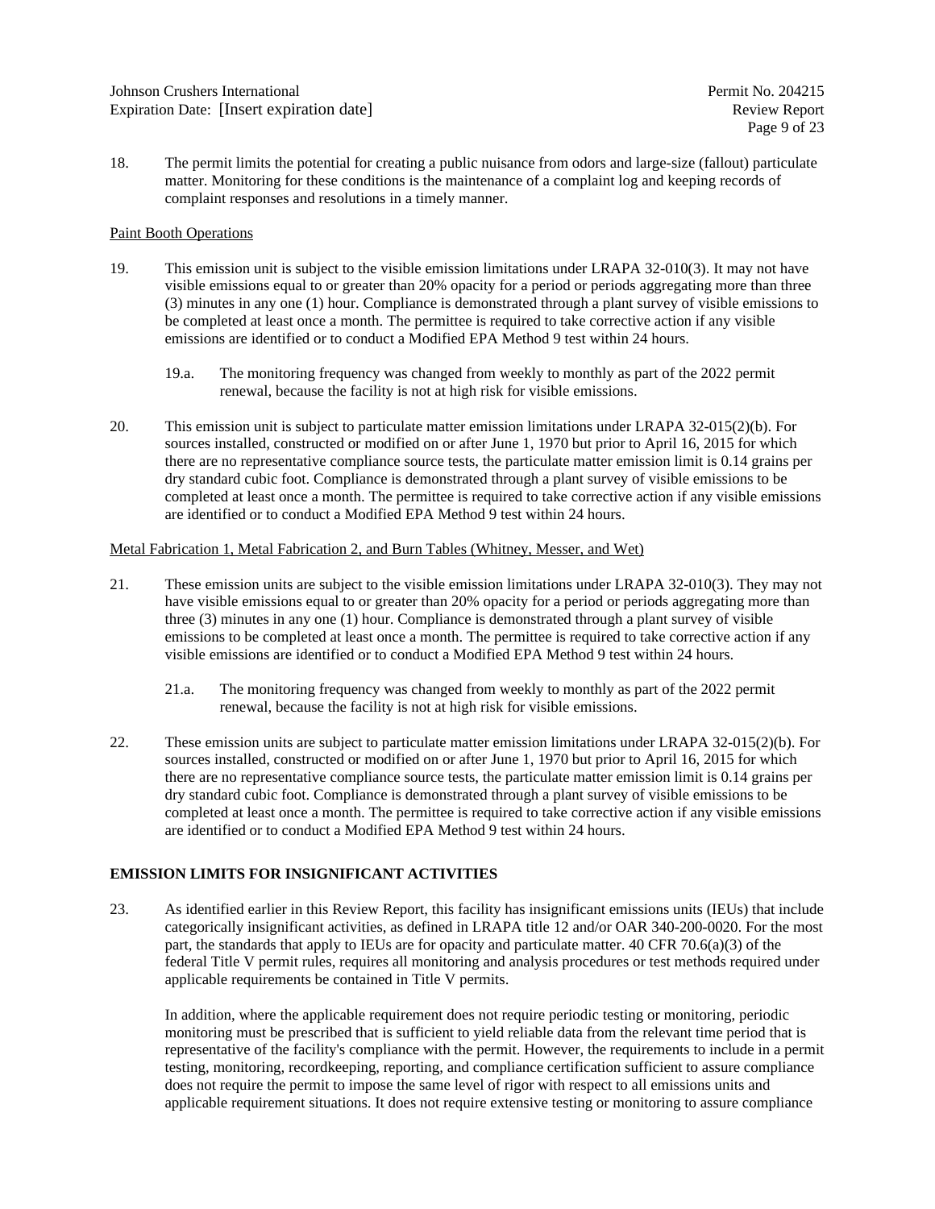18. The permit limits the potential for creating a public nuisance from odors and large-size (fallout) particulate matter. Monitoring for these conditions is the maintenance of a complaint log and keeping records of complaint responses and resolutions in a timely manner.

<u>Paint Booth Operations</u>

19. This emission unit is subject to the visible emission limitations under LRAPA 32-010(3). It may not have visible emissions equal to or greater than 20% opacity for a period or periods aggregating more than three (3) minutes in any one (1) hour. Compliance is demonstrated through a plant survey of visible emissions to be completed at least once a month. The permittee is required to take corrective action if any visible emissions are identified or to conduct a Modified EPA Method 9 test within 24 hours.

    19.a. The monitoring frequency was changed from weekly to monthly as part of the 2022 permit renewal, because the facility is not at high risk for visible emissions.

20. This emission unit is subject to particulate matter emission limitations under LRAPA 32-015(2)(b). For sources installed, constructed or modified on or after June 1, 1970 but prior to April 16, 2015 for which there are no representative compliance source tests, the particulate matter emission limit is 0.14 grains per dry standard cubic foot. Compliance is demonstrated through a plant survey of visible emissions to be completed at least once a month. The permittee is required to take corrective action if any visible emissions are identified or to conduct a Modified EPA Method 9 test within 24 hours.

<u>Metal Fabrication 1, Metal Fabrication 2, and Burn Tables (Whitney, Messer, and Wet)</u>

21. These emission units are subject to the visible emission limitations under LRAPA 32-010(3). They may not have visible emissions equal to or greater than 20% opacity for a period or periods aggregating more than three (3) minutes in any one (1) hour. Compliance is demonstrated through a plant survey of visible emissions to be completed at least once a month. The permittee is required to take corrective action if any visible emissions are identified or to conduct a Modified EPA Method 9 test within 24 hours.

    21.a. The monitoring frequency was changed from weekly to monthly as part of the 2022 permit renewal, because the facility is not at high risk for visible emissions.

22. These emission units are subject to particulate matter emission limitations under LRAPA 32-015(2)(b). For sources installed, constructed or modified on or after June 1, 1970 but prior to April 16, 2015 for which there are no representative compliance source tests, the particulate matter emission limit is 0.14 grains per dry standard cubic foot. Compliance is demonstrated through a plant survey of visible emissions to be completed at least once a month. The permittee is required to take corrective action if any visible emissions are identified or to conduct a Modified EPA Method 9 test within 24 hours.

## EMISSION LIMITS FOR INSIGNIFICANT ACTIVITIES

23. As identified earlier in this Review Report, this facility has insignificant emissions units (IEUs) that include categorically insignificant activities, as defined in LRAPA title 12 and/or OAR 340-200-0020. For the most part, the standards that apply to IEUs are for opacity and particulate matter. 40 CFR 70.6(a)(3) of the federal Title V permit rules, requires all monitoring and analysis procedures or test methods required under applicable requirements be contained in Title V permits.

    In addition, where the applicable requirement does not require periodic testing or monitoring, periodic monitoring must be prescribed that is sufficient to yield reliable data from the relevant time period that is representative of the facility's compliance with the permit. However, the requirements to include in a permit testing, monitoring, recordkeeping, reporting, and compliance certification sufficient to assure compliance does not require the permit to impose the same level of rigor with respect to all emissions units and applicable requirement situations. It does not require extensive testing or monitoring to assure compliance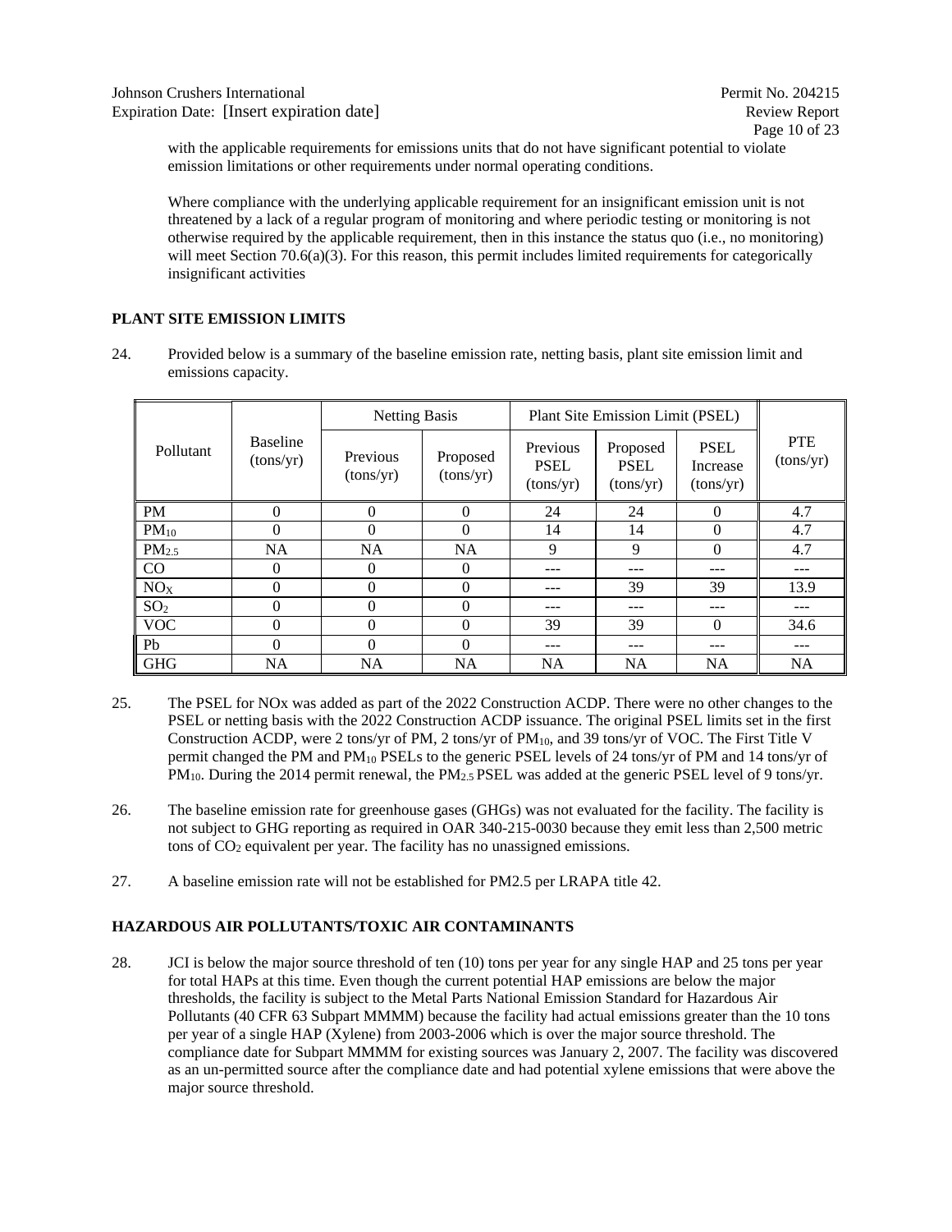with the applicable requirements for emissions units that do not have significant potential to violate emission limitations or other requirements under normal operating conditions.

Where compliance with the underlying applicable requirement for an insignificant emission unit is not threatened by a lack of a regular program of monitoring and where periodic testing or monitoring is not otherwise required by the applicable requirement, then in this instance the status quo (i.e., no monitoring) will meet Section 70.6(a)(3). For this reason, this permit includes limited requirements for categorically insignificant activities

**PLANT SITE EMISSION LIMITS**

24. Provided below is a summary of the baseline emission rate, netting basis, plant site emission limit and emissions capacity.

| Pollutant | Baseline (tons/yr) | Netting Basis | | Plant Site Emission Limit (PSEL) | | | PTE (tons/yr) |
|---|---|---|---|---|---|---|---|
| | | Previous (tons/yr) | Proposed (tons/yr) | Previous PSEL (tons/yr) | Proposed PSEL (tons/yr) | PSEL Increase (tons/yr) | |
| PM | 0 | 0 | 0 | 24 | 24 | 0 | 4.7 |
| $PM_{10}$ | 0 | 0 | 0 | 14 | 14 | 0 | 4.7 |
| $PM_{2.5}$ | NA | NA | NA | 9 | 9 | 0 | 4.7 |
| CO | 0 | 0 | 0 | --- | --- | --- | --- |
| $NO_X$ | 0 | 0 | 0 | --- | 39 | 39 | 13.9 |
| $SO_2$ | 0 | 0 | 0 | --- | --- | --- | --- |
| VOC | 0 | 0 | 0 | 39 | 39 | 0 | 34.6 |
| Pb | 0 | 0 | 0 | --- | --- | --- | --- |
| GHG | NA | NA | NA | NA | NA | NA | NA |

25. The PSEL for NOx was added as part of the 2022 Construction ACDP. There were no other changes to the PSEL or netting basis with the 2022 Construction ACDP issuance. The original PSEL limits set in the first Construction ACDP, were 2 tons/yr of PM, 2 tons/yr of $PM_{10}$, and 39 tons/yr of VOC. The First Title V permit changed the PM and $PM_{10}$ PSELs to the generic PSEL levels of 24 tons/yr of PM and 14 tons/yr of $PM_{10}$. During the 2014 permit renewal, the $PM_{2.5}$ PSEL was added at the generic PSEL level of 9 tons/yr.

26. The baseline emission rate for greenhouse gases (GHGs) was not evaluated for the facility. The facility is not subject to GHG reporting as required in OAR 340-215-0030 because they emit less than 2,500 metric tons of $CO_2$ equivalent per year. The facility has no unassigned emissions.

27. A baseline emission rate will not be established for PM2.5 per LRAPA title 42.

**HAZARDOUS AIR POLLUTANTS/TOXIC AIR CONTAMINANTS**

28. JCI is below the major source threshold of ten (10) tons per year for any single HAP and 25 tons per year for total HAPs at this time. Even though the current potential HAP emissions are below the major thresholds, the facility is subject to the Metal Parts National Emission Standard for Hazardous Air Pollutants (40 CFR 63 Subpart MMMM) because the facility had actual emissions greater than the 10 tons per year of a single HAP (Xylene) from 2003-2006 which is over the major source threshold. The compliance date for Subpart MMMM for existing sources was January 2, 2007. The facility was discovered as an un-permitted source after the compliance date and had potential xylene emissions that were above the major source threshold.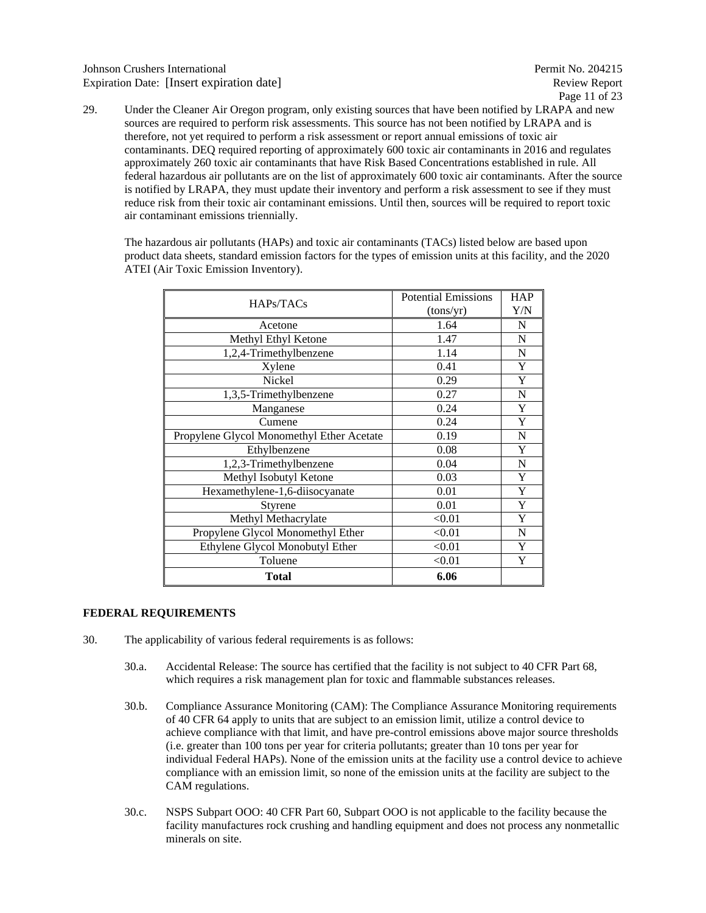29. Under the Cleaner Air Oregon program, only existing sources that have been notified by LRAPA and new sources are required to perform risk assessments. This source has not been notified by LRAPA and is therefore, not yet required to perform a risk assessment or report annual emissions of toxic air contaminants. DEQ required reporting of approximately 600 toxic air contaminants in 2016 and regulates approximately 260 toxic air contaminants that have Risk Based Concentrations established in rule. All federal hazardous air pollutants are on the list of approximately 600 toxic air contaminants. After the source is notified by LRAPA, they must update their inventory and perform a risk assessment to see if they must reduce risk from their toxic air contaminant emissions. Until then, sources will be required to report toxic air contaminant emissions triennially.

    The hazardous air pollutants (HAPs) and toxic air contaminants (TACs) listed below are based upon product data sheets, standard emission factors for the types of emission units at this facility, and the 2020 ATEI (Air Toxic Emission Inventory).

| HAPs/TACs | Potential Emissions (tons/yr) | HAP Y/N |
|---|---|---|
| Acetone | 1.64 | N |
| Methyl Ethyl Ketone | 1.47 | N |
| 1,2,4-Trimethylbenzene | 1.14 | N |
| Xylene | 0.41 | Y |
| Nickel | 0.29 | Y |
| 1,3,5-Trimethylbenzene | 0.27 | N |
| Manganese | 0.24 | Y |
| Cumene | 0.24 | Y |
| Propylene Glycol Monomethyl Ether Acetate | 0.19 | N |
| Ethylbenzene | 0.08 | Y |
| 1,2,3-Trimethylbenzene | 0.04 | N |
| Methyl Isobutyl Ketone | 0.03 | Y |
| Hexamethylene-1,6-diisocyanate | 0.01 | Y |
| Styrene | 0.01 | Y |
| Methyl Methacrylate | <0.01 | Y |
| Propylene Glycol Monomethyl Ether | <0.01 | N |
| Ethylene Glycol Monobutyl Ether | <0.01 | Y |
| Toluene | <0.01 | Y |
| **Total** | **6.06** | |

**FEDERAL REQUIREMENTS**

30. The applicability of various federal requirements is as follows:

    30.a. Accidental Release: The source has certified that the facility is not subject to 40 CFR Part 68, which requires a risk management plan for toxic and flammable substances releases.

    30.b. Compliance Assurance Monitoring (CAM): The Compliance Assurance Monitoring requirements of 40 CFR 64 apply to units that are subject to an emission limit, utilize a control device to achieve compliance with that limit, and have pre-control emissions above major source thresholds (i.e. greater than 100 tons per year for criteria pollutants; greater than 10 tons per year for individual Federal HAPs). None of the emission units at the facility use a control device to achieve compliance with an emission limit, so none of the emission units at the facility are subject to the CAM regulations.

    30.c. NSPS Subpart OOO: 40 CFR Part 60, Subpart OOO is not applicable to the facility because the facility manufactures rock crushing and handling equipment and does not process any nonmetallic minerals on site.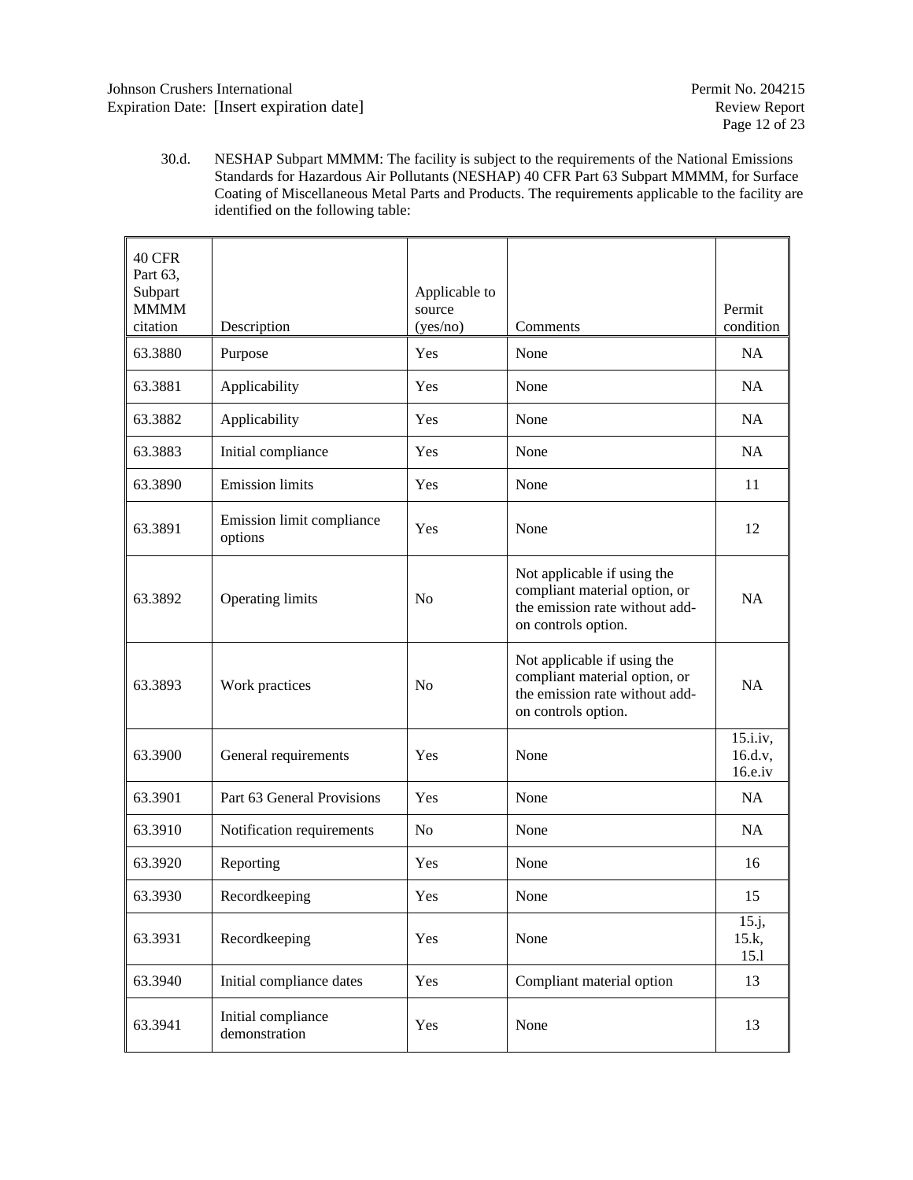30.d. NESHAP Subpart MMMM: The facility is subject to the requirements of the National Emissions Standards for Hazardous Air Pollutants (NESHAP) 40 CFR Part 63 Subpart MMMM, for Surface Coating of Miscellaneous Metal Parts and Products. The requirements applicable to the facility are identified on the following table:

| 40 CFR Part 63, Subpart MMMM citation | Description | Applicable to source (yes/no) | Comments | Permit condition |
|---|---|---|---|---|
| 63.3880 | Purpose | Yes | None | NA |
| 63.3881 | Applicability | Yes | None | NA |
| 63.3882 | Applicability | Yes | None | NA |
| 63.3883 | Initial compliance | Yes | None | NA |
| 63.3890 | Emission limits | Yes | None | 11 |
| 63.3891 | Emission limit compliance options | Yes | None | 12 |
| 63.3892 | Operating limits | No | Not applicable if using the compliant material option, or the emission rate without add-on controls option. | NA |
| 63.3893 | Work practices | No | Not applicable if using the compliant material option, or the emission rate without add-on controls option. | NA |
| 63.3900 | General requirements | Yes | None | 15.i.iv, 16.d.v, 16.e.iv |
| 63.3901 | Part 63 General Provisions | Yes | None | NA |
| 63.3910 | Notification requirements | No | None | NA |
| 63.3920 | Reporting | Yes | None | 16 |
| 63.3930 | Recordkeeping | Yes | None | 15 |
| 63.3931 | Recordkeeping | Yes | None | 15.j, 15.k, 15.l |
| 63.3940 | Initial compliance dates | Yes | Compliant material option | 13 |
| 63.3941 | Initial compliance demonstration | Yes | None | 13 |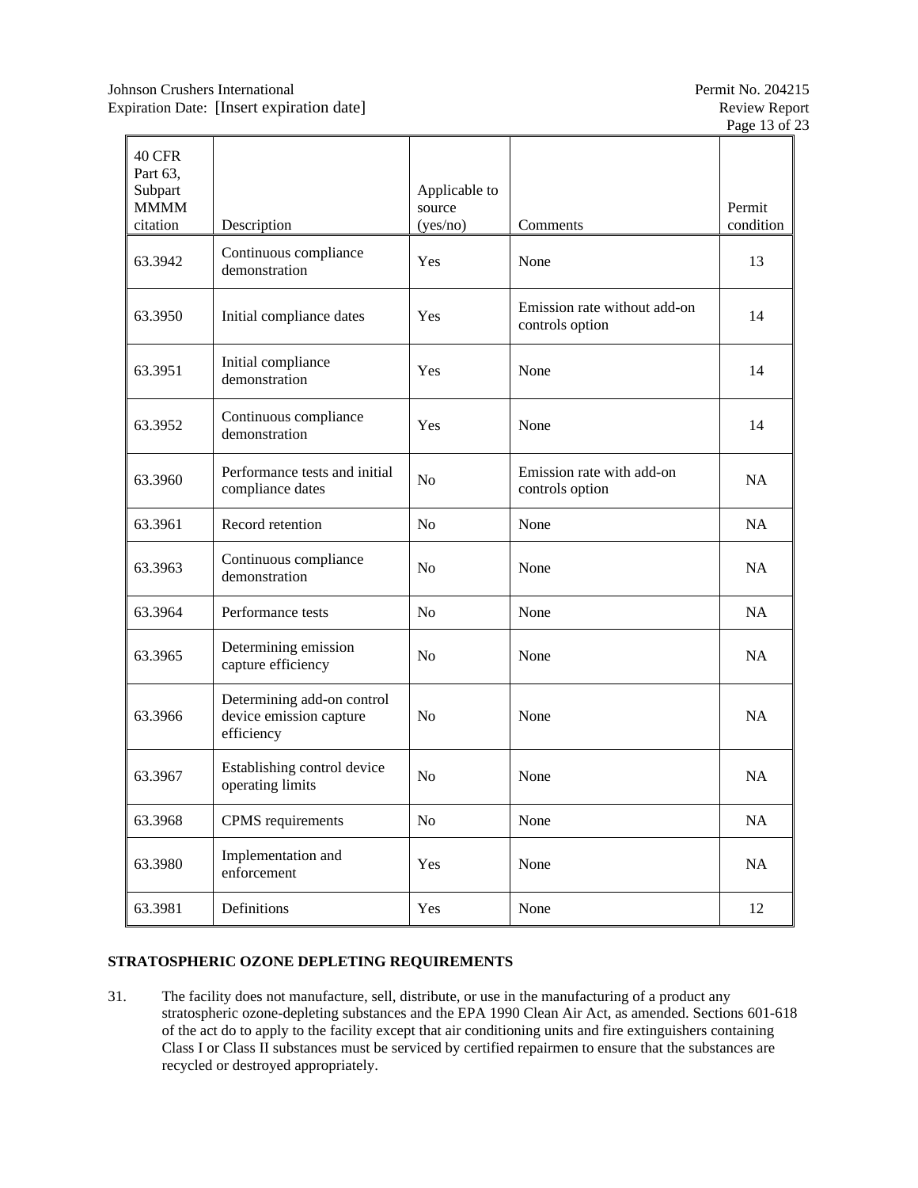| 40 CFR Part 63, Subpart MMMM citation | Description | Applicable to source (yes/no) | Comments | Permit condition |
|---|---|---|---|---|
| 63.3942 | Continuous compliance demonstration | Yes | None | 13 |
| 63.3950 | Initial compliance dates | Yes | Emission rate without add-on controls option | 14 |
| 63.3951 | Initial compliance demonstration | Yes | None | 14 |
| 63.3952 | Continuous compliance demonstration | Yes | None | 14 |
| 63.3960 | Performance tests and initial compliance dates | No | Emission rate with add-on controls option | NA |
| 63.3961 | Record retention | No | None | NA |
| 63.3963 | Continuous compliance demonstration | No | None | NA |
| 63.3964 | Performance tests | No | None | NA |
| 63.3965 | Determining emission capture efficiency | No | None | NA |
| 63.3966 | Determining add-on control device emission capture efficiency | No | None | NA |
| 63.3967 | Establishing control device operating limits | No | None | NA |
| 63.3968 | CPMS requirements | No | None | NA |
| 63.3980 | Implementation and enforcement | Yes | None | NA |
| 63.3981 | Definitions | Yes | None | 12 |

**STRATOSPHERIC OZONE DEPLETING REQUIREMENTS**

31. The facility does not manufacture, sell, distribute, or use in the manufacturing of a product any stratospheric ozone-depleting substances and the EPA 1990 Clean Air Act, as amended. Sections 601-618 of the act do to apply to the facility except that air conditioning units and fire extinguishers containing Class I or Class II substances must be serviced by certified repairmen to ensure that the substances are recycled or destroyed appropriately.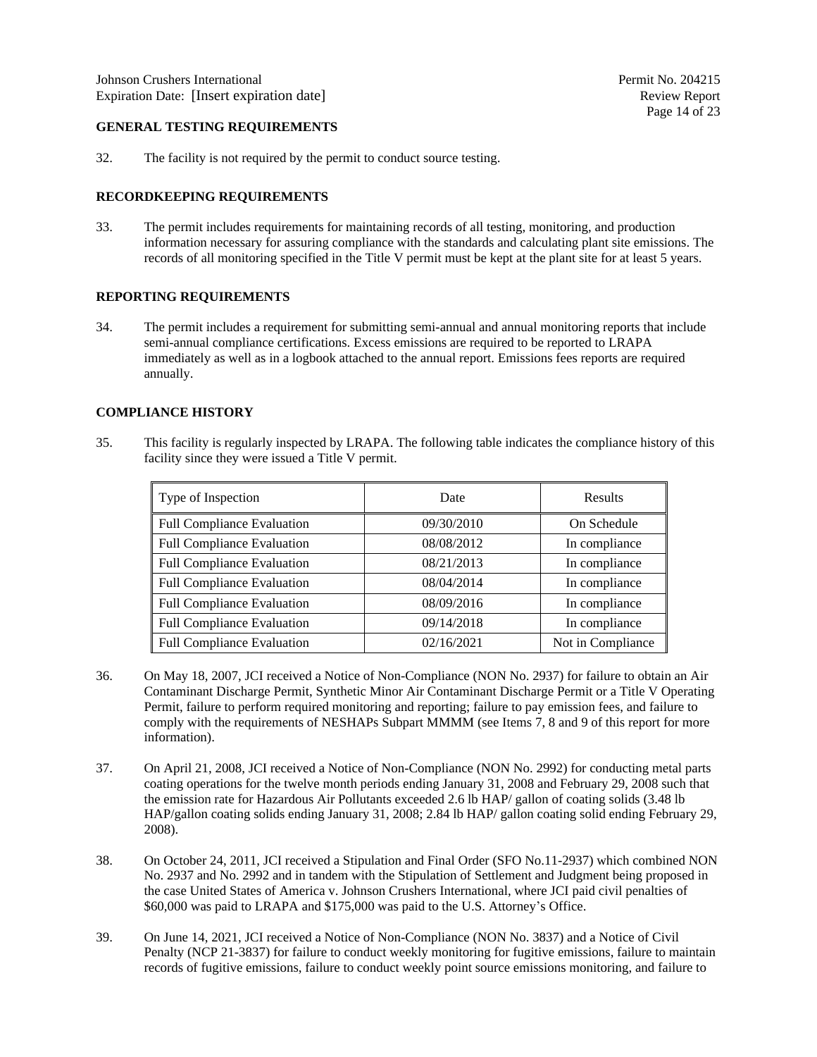## GENERAL TESTING REQUIREMENTS

32. The facility is not required by the permit to conduct source testing.

## RECORDKEEPING REQUIREMENTS

33. The permit includes requirements for maintaining records of all testing, monitoring, and production information necessary for assuring compliance with the standards and calculating plant site emissions. The records of all monitoring specified in the Title V permit must be kept at the plant site for at least 5 years.

## REPORTING REQUIREMENTS

34. The permit includes a requirement for submitting semi-annual and annual monitoring reports that include semi-annual compliance certifications. Excess emissions are required to be reported to LRAPA immediately as well as in a logbook attached to the annual report. Emissions fees reports are required annually.

## COMPLIANCE HISTORY

35. This facility is regularly inspected by LRAPA. The following table indicates the compliance history of this facility since they were issued a Title V permit.

| Type of Inspection | Date | Results |
|---|---|---|
| Full Compliance Evaluation | 09/30/2010 | On Schedule |
| Full Compliance Evaluation | 08/08/2012 | In compliance |
| Full Compliance Evaluation | 08/21/2013 | In compliance |
| Full Compliance Evaluation | 08/04/2014 | In compliance |
| Full Compliance Evaluation | 08/09/2016 | In compliance |
| Full Compliance Evaluation | 09/14/2018 | In compliance |
| Full Compliance Evaluation | 02/16/2021 | Not in Compliance |

36. On May 18, 2007, JCI received a Notice of Non-Compliance (NON No. 2937) for failure to obtain an Air Contaminant Discharge Permit, Synthetic Minor Air Contaminant Discharge Permit or a Title V Operating Permit, failure to perform required monitoring and reporting; failure to pay emission fees, and failure to comply with the requirements of NESHAPs Subpart MMMM (see Items 7, 8 and 9 of this report for more information).

37. On April 21, 2008, JCI received a Notice of Non-Compliance (NON No. 2992) for conducting metal parts coating operations for the twelve month periods ending January 31, 2008 and February 29, 2008 such that the emission rate for Hazardous Air Pollutants exceeded 2.6 lb HAP/ gallon of coating solids (3.48 lb HAP/gallon coating solids ending January 31, 2008; 2.84 lb HAP/ gallon coating solid ending February 29, 2008).

38. On October 24, 2011, JCI received a Stipulation and Final Order (SFO No.11-2937) which combined NON No. 2937 and No. 2992 and in tandem with the Stipulation of Settlement and Judgment being proposed in the case United States of America v. Johnson Crushers International, where JCI paid civil penalties of $60,000 was paid to LRAPA and $175,000 was paid to the U.S. Attorney's Office.

39. On June 14, 2021, JCI received a Notice of Non-Compliance (NON No. 3837) and a Notice of Civil Penalty (NCP 21-3837) for failure to conduct weekly monitoring for fugitive emissions, failure to maintain records of fugitive emissions, failure to conduct weekly point source emissions monitoring, and failure to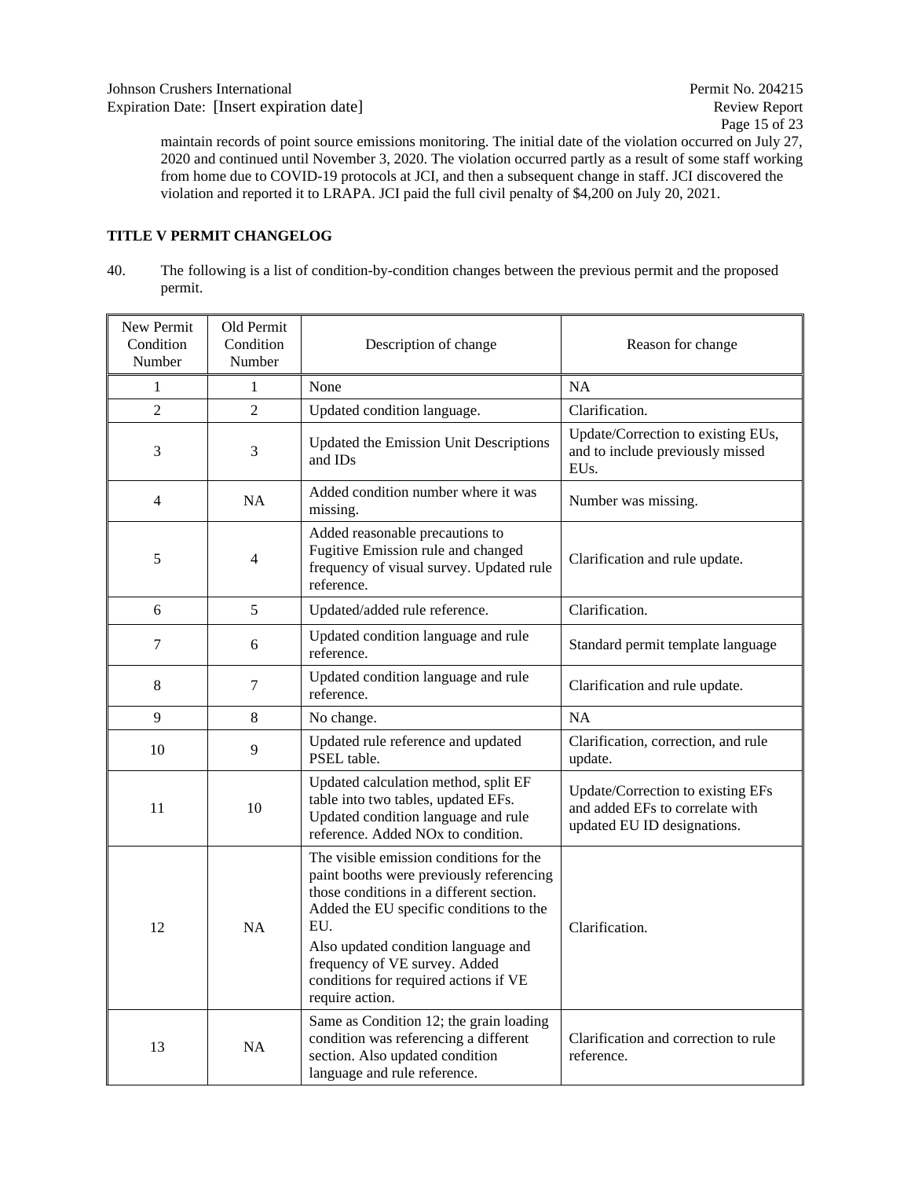maintain records of point source emissions monitoring. The initial date of the violation occurred on July 27, 2020 and continued until November 3, 2020. The violation occurred partly as a result of some staff working from home due to COVID-19 protocols at JCI, and then a subsequent change in staff. JCI discovered the violation and reported it to LRAPA. JCI paid the full civil penalty of $4,200 on July 20, 2021.

**TITLE V PERMIT CHANGELOG**

40. The following is a list of condition-by-condition changes between the previous permit and the proposed permit.

| New Permit Condition Number | Old Permit Condition Number | Description of change | Reason for change |
|---|---|---|---|
| 1 | 1 | None | NA |
| 2 | 2 | Updated condition language. | Clarification. |
| 3 | 3 | Updated the Emission Unit Descriptions and IDs | Update/Correction to existing EUs, and to include previously missed EUs. |
| 4 | NA | Added condition number where it was missing. | Number was missing. |
| 5 | 4 | Added reasonable precautions to Fugitive Emission rule and changed frequency of visual survey. Updated rule reference. | Clarification and rule update. |
| 6 | 5 | Updated/added rule reference. | Clarification. |
| 7 | 6 | Updated condition language and rule reference. | Standard permit template language |
| 8 | 7 | Updated condition language and rule reference. | Clarification and rule update. |
| 9 | 8 | No change. | NA |
| 10 | 9 | Updated rule reference and updated PSEL table. | Clarification, correction, and rule update. |
| 11 | 10 | Updated calculation method, split EF table into two tables, updated EFs. Updated condition language and rule reference. Added NOx to condition. | Update/Correction to existing EFs and added EFs to correlate with updated EU ID designations. |
| 12 | NA | The visible emission conditions for the paint booths were previously referencing those conditions in a different section. Added the EU specific conditions to the EU.<br>Also updated condition language and frequency of VE survey. Added conditions for required actions if VE require action. | Clarification. |
| 13 | NA | Same as Condition 12; the grain loading condition was referencing a different section. Also updated condition language and rule reference. | Clarification and correction to rule reference. |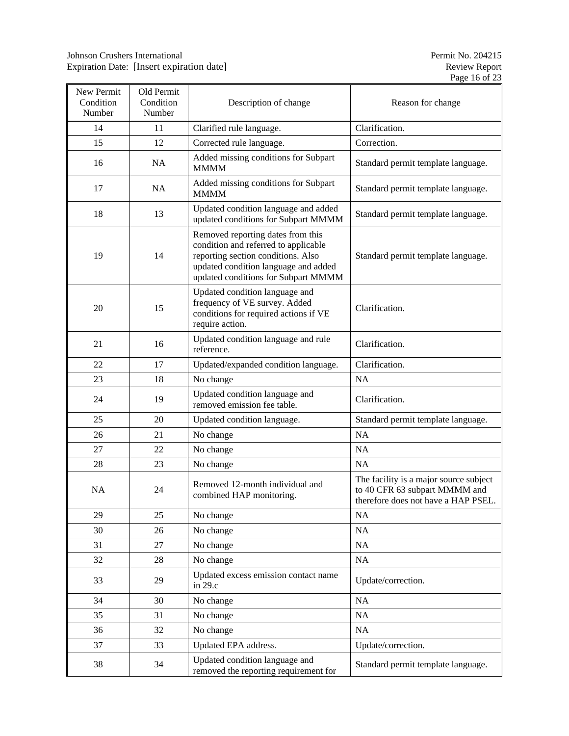| New Permit Condition Number | Old Permit Condition Number | Description of change | Reason for change |
|---|---|---|---|
| 14 | 11 | Clarified rule language. | Clarification. |
| 15 | 12 | Corrected rule language. | Correction. |
| 16 | NA | Added missing conditions for Subpart MMMM | Standard permit template language. |
| 17 | NA | Added missing conditions for Subpart MMMM | Standard permit template language. |
| 18 | 13 | Updated condition language and added updated conditions for Subpart MMMM | Standard permit template language. |
| 19 | 14 | Removed reporting dates from this condition and referred to applicable reporting section conditions. Also updated condition language and added updated conditions for Subpart MMMM | Standard permit template language. |
| 20 | 15 | Updated condition language and frequency of VE survey. Added conditions for required actions if VE require action. | Clarification. |
| 21 | 16 | Updated condition language and rule reference. | Clarification. |
| 22 | 17 | Updated/expanded condition language. | Clarification. |
| 23 | 18 | No change | NA |
| 24 | 19 | Updated condition language and removed emission fee table. | Clarification. |
| 25 | 20 | Updated condition language. | Standard permit template language. |
| 26 | 21 | No change | NA |
| 27 | 22 | No change | NA |
| 28 | 23 | No change | NA |
| NA | 24 | Removed 12-month individual and combined HAP monitoring. | The facility is a major source subject to 40 CFR 63 subpart MMMM and therefore does not have a HAP PSEL. |
| 29 | 25 | No change | NA |
| 30 | 26 | No change | NA |
| 31 | 27 | No change | NA |
| 32 | 28 | No change | NA |
| 33 | 29 | Updated excess emission contact name in 29.c | Update/correction. |
| 34 | 30 | No change | NA |
| 35 | 31 | No change | NA |
| 36 | 32 | No change | NA |
| 37 | 33 | Updated EPA address. | Update/correction. |
| 38 | 34 | Updated condition language and removed the reporting requirement for | Standard permit template language. |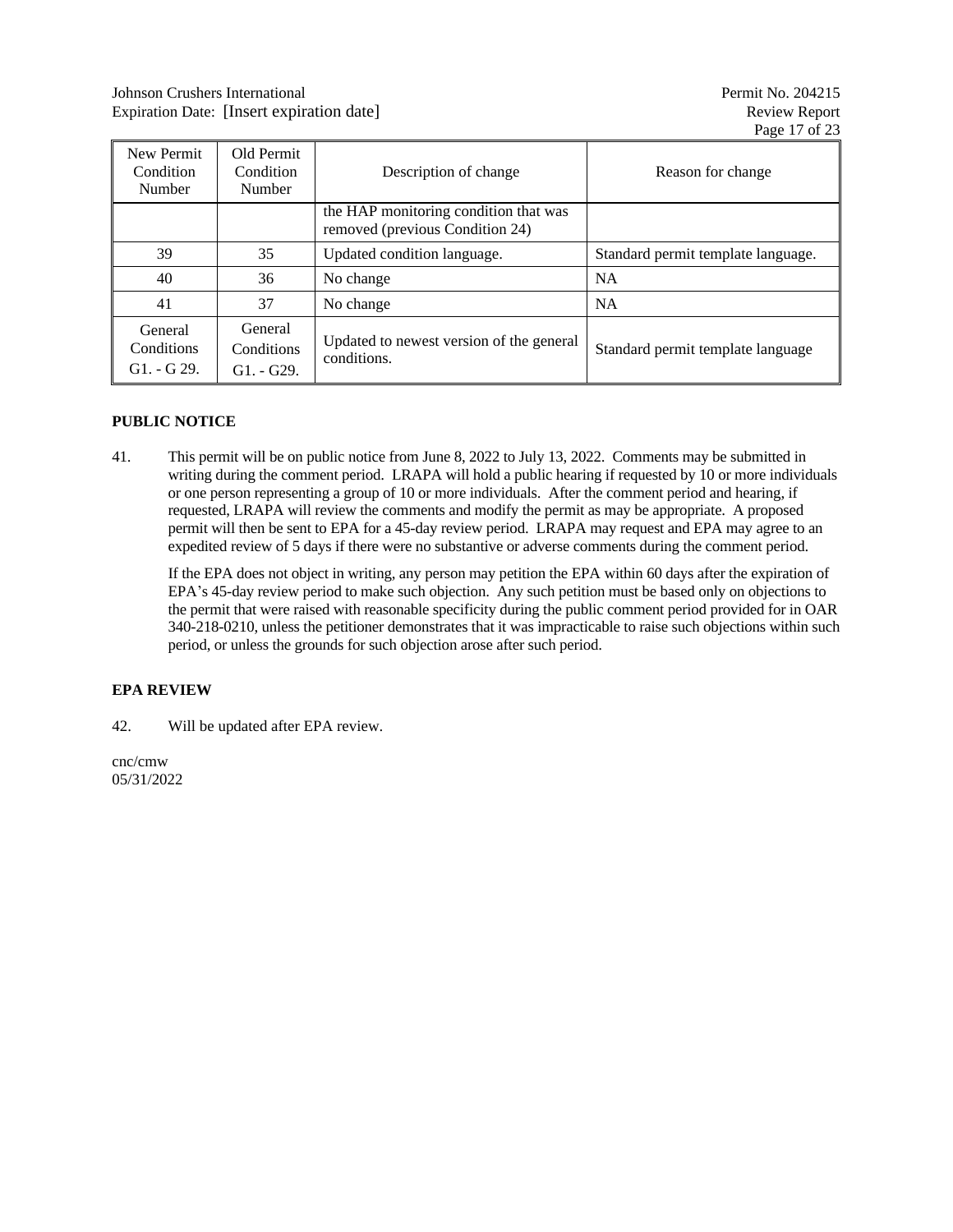| New Permit Condition Number | Old Permit Condition Number | Description of change | Reason for change |
|---|---|---|---|
| | | the HAP monitoring condition that was removed (previous Condition 24) | |
| 39 | 35 | Updated condition language. | Standard permit template language. |
| 40 | 36 | No change | NA |
| 41 | 37 | No change | NA |
| General Conditions G1. - G 29. | General Conditions G1. - G29. | Updated to newest version of the general conditions. | Standard permit template language |

**PUBLIC NOTICE**

41. This permit will be on public notice from June 8, 2022 to July 13, 2022. Comments may be submitted in writing during the comment period. LRAPA will hold a public hearing if requested by 10 or more individuals or one person representing a group of 10 or more individuals. After the comment period and hearing, if requested, LRAPA will review the comments and modify the permit as may be appropriate. A proposed permit will then be sent to EPA for a 45-day review period. LRAPA may request and EPA may agree to an expedited review of 5 days if there were no substantive or adverse comments during the comment period.

    If the EPA does not object in writing, any person may petition the EPA within 60 days after the expiration of EPA's 45-day review period to make such objection. Any such petition must be based only on objections to the permit that were raised with reasonable specificity during the public comment period provided for in OAR 340-218-0210, unless the petitioner demonstrates that it was impracticable to raise such objections within such period, or unless the grounds for such objection arose after such period.

**EPA REVIEW**

42. Will be updated after EPA review.

cnc/cmw
05/31/2022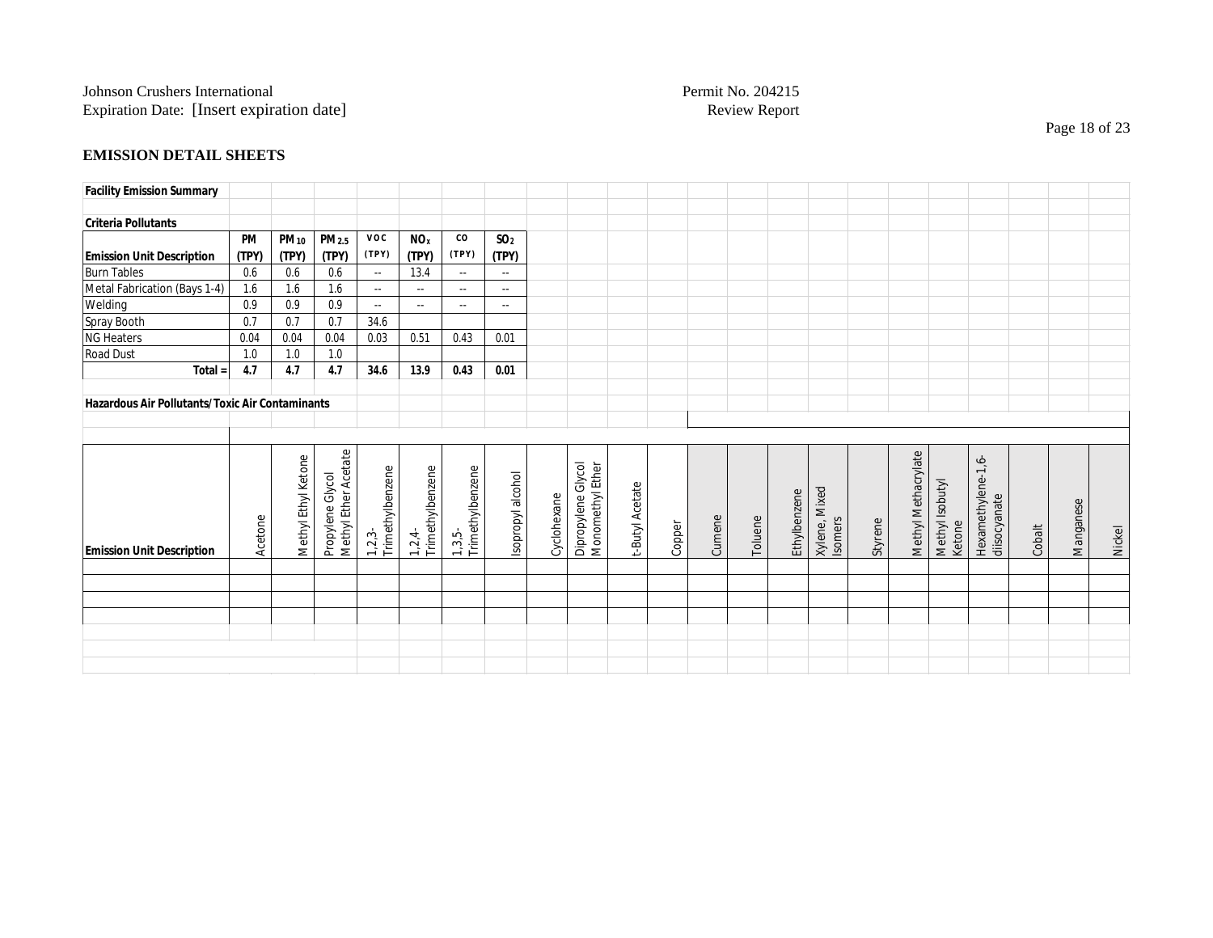## EMISSION DETAIL SHEETS

**Facility Emission Summary**

**Criteria Pollutants**

| Emission Unit Description | PM (TPY) | $PM_{10}$ (TPY) | $PM_{2.5}$ (TPY) | VOC (TPY) | $NO_x$ (TPY) | CO (TPY) | $SO_2$ (TPY) |
|---|---|---|---|---|---|---|---|
| Burn Tables | 0.6 | 0.6 | 0.6 | -- | 13.4 | -- | -- |
| Metal Fabrication (Bays 1-4) | 1.6 | 1.6 | 1.6 | -- | -- | -- | -- |
| Welding | 0.9 | 0.9 | 0.9 | -- | -- | -- | -- |
| Spray Booth | 0.7 | 0.7 | 0.7 | 34.6 | | | |
| NG Heaters | 0.04 | 0.04 | 0.04 | 0.03 | 0.51 | 0.43 | 0.01 |
| Road Dust | 1.0 | 1.0 | 1.0 | | | | |
| **Total =** | **4.7** | **4.7** | **4.7** | **34.6** | **13.9** | **0.43** | **0.01** |

**Hazardous Air Pollutants/Toxic Air Contaminants**

| Emission Unit Description | Acetone | Methyl Ethyl Ketone | Propylene Glycol Methyl Ether Acetate | 1,2,3-Trimethylbenzene | 1,2,4-Trimethylbenzene | 1,3,5-Trimethylbenzene | Isopropyl alcohol | Cyclohexane | Dipropylene Glycol Monomethyl Ether | t-Butyl Acetate | Copper | Cumene | Toluene | Ethylbenzene | Xylene, Mixed Isomers | Styrene | Methyl Methacrylate | Methyl Isobutyl Ketone | Hexamethylene-1,6-diisocyanate | Cobalt | Manganese | Nickel |
|---|---|---|---|---|---|---|---|---|---|---|---|---|---|---|---|---|---|---|---|---|---|---|
| | | | | | | | | | | | | | | | | | | | | | | |
| | | | | | | | | | | | | | | | | | | | | | | |
| | | | | | | | | | | | | | | | | | | | | | | |
| | | | | | | | | | | | | | | | | | | | | | | |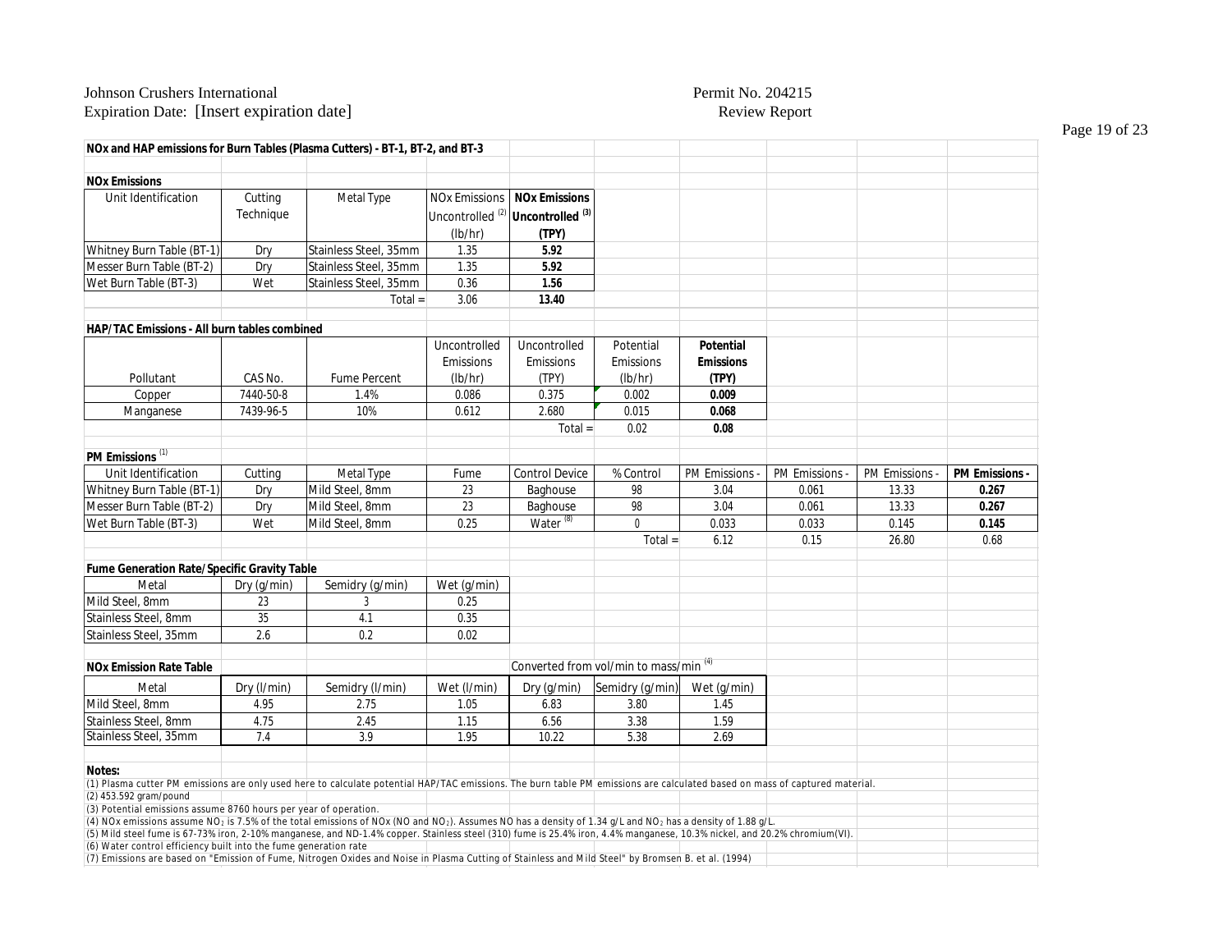Johnson Crushers International
Expiration Date: [Insert expiration date]

Permit No. 204215
Review Report

## NOx and HAP emissions for Burn Tables (Plasma Cutters) - BT-1, BT-2, and BT-3

### NOx Emissions

| Unit Identification | Cutting Technique | Metal Type | NOx Emissions Uncontrolled [2] (lb/hr) | **NOx Emissions Uncontrolled [3] (TPY)** |
|---|---|---|---|---|
| Whitney Burn Table (BT-1) | Dry | Stainless Steel, 35mm | 1.35 | **5.92** |
| Messer Burn Table (BT-2) | Dry | Stainless Steel, 35mm | 1.35 | **5.92** |
| Wet Burn Table (BT-3) | Wet | Stainless Steel, 35mm | 0.36 | **1.56** |
| | | Total = | 3.06 | **13.40** |

### HAP/TAC Emissions - All burn tables combined

| Pollutant | CAS No. | Fume Percent | Uncontrolled Emissions (lb/hr) | Uncontrolled Emissions (TPY) | Potential Emissions (lb/hr) | **Potential Emissions (TPY)** |
|---|---|---|---|---|---|---|
| Copper | 7440-50-8 | 1.4% | 0.086 | 0.375 | 0.002 | **0.009** |
| Manganese | 7439-96-5 | 10% | 0.612 | 2.680 | 0.015 | **0.068** |
| | | | | Total = | 0.02 | **0.08** |

### PM Emissions [1]

| Unit Identification | Cutting | Metal Type | Fume | Control Device | % Control | PM Emissions - | PM Emissions - | PM Emissions - | **PM Emissions -** |
|---|---|---|---|---|---|---|---|---|---|
| Whitney Burn Table (BT-1) | Dry | Mild Steel, 8mm | 23 | Baghouse | 98 | 3.04 | 0.061 | 13.33 | **0.267** |
| Messer Burn Table (BT-2) | Dry | Mild Steel, 8mm | 23 | Baghouse | 98 | 3.04 | 0.061 | 13.33 | **0.267** |
| Wet Burn Table (BT-3) | Wet | Mild Steel, 8mm | 0.25 | Water [8] | 0 | 0.033 | 0.033 | 0.145 | **0.145** |
| | | | | | Total = | 6.12 | 0.15 | 26.80 | 0.68 |

### Fume Generation Rate/Specific Gravity Table

| Metal | Dry (g/min) | Semidry (g/min) | Wet (g/min) |
|---|---|---|---|
| Mild Steel, 8mm | 23 | 3 | 0.25 |
| Stainless Steel, 8mm | 35 | 4.1 | 0.35 |
| Stainless Steel, 35mm | 2.6 | 0.2 | 0.02 |

### NOx Emission Rate Table

| Metal | Dry (l/min) | Semidry (l/min) | Wet (l/min) | Converted from vol/min to mass/min [4] Dry (g/min) | Semidry (g/min) | Wet (g/min) |
|---|---|---|---|---|---|---|
| Mild Steel, 8mm | 4.95 | 2.75 | 1.05 | 6.83 | 3.80 | 1.45 |
| Stainless Steel, 8mm | 4.75 | 2.45 | 1.15 | 6.56 | 3.38 | 1.59 |
| Stainless Steel, 35mm | 7.4 | 3.9 | 1.95 | 10.22 | 5.38 | 2.69 |

**Notes:**

(1) Plasma cutter PM emissions are only used here to calculate potential HAP/TAC emissions. The burn table PM emissions are calculated based on mass of captured material.
(2) 453.592 gram/pound
(3) Potential emissions assume 8760 hours per year of operation.
(4) NOx emissions assume $NO_2$ is 7.5% of the total emissions of NOx (NO and $NO_2$). Assumes NO has a density of 1.34 g/L and $NO_2$ has a density of 1.88 g/L.
(5) Mild steel fume is 67-73% iron, 2-10% manganese, and ND-1.4% copper. Stainless steel (310) fume is 25.4% iron, 4.4% manganese, 10.3% nickel, and 20.2% chromium(VI).
(6) Water control efficiency built into the fume generation rate
(7) Emissions are based on "Emission of Fume, Nitrogen Oxides and Noise in Plasma Cutting of Stainless and Mild Steel" by Bromsen B. et al. (1994)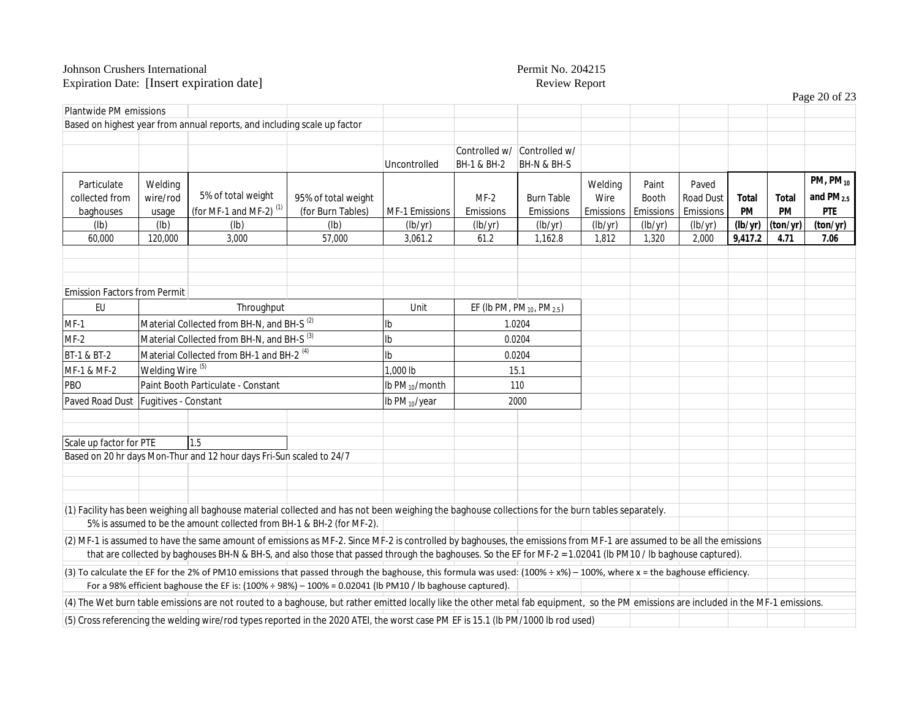Plantwide PM emissions

Based on highest year from annual reports, and including scale up factor

| | | | | Uncontrolled | Controlled w/ BH-1 & BH-2 | Controlled w/ BH-N & BH-S | | | | | | |
|---|---|---|---|---|---|---|---|---|---|---|---|---|
| Particulate collected from baghouses | Welding wire/rod usage | 5% of total weight (for MF-1 and MF-2) [(1)] | 95% of total weight (for Burn Tables) | MF-1 Emissions | MF-2 Emissions | Burn Table Emissions | Welding Wire Emissions | Paint Booth Emissions | Paved Road Dust Emissions | **Total PM** | **Total PM** | **PM, $PM_{10}$ and $PM_{2.5}$ PTE** |
| (lb) | (lb) | (lb) | (lb) | (lb/yr) | (lb/yr) | (lb/yr) | (lb/yr) | (lb/yr) | (lb/yr) | **(lb/yr)** | **(ton/yr)** | **(ton/yr)** |
| 60,000 | 120,000 | 3,000 | 57,000 | 3,061.2 | 61.2 | 1,162.8 | 1,812 | 1,320 | 2,000 | **9,417.2** | **4.71** | **7.06** |

Emission Factors from Permit

| EU | Throughput | Unit | EF (lb PM, $PM_{10}$, $PM_{2.5}$) |
|---|---|---|---|
| MF-1 | Material Collected from BH-N, and BH-S [(2)] | lb | 1.0204 |
| MF-2 | Material Collected from BH-N, and BH-S [(3)] | lb | 0.0204 |
| BT-1 & BT-2 | Material Collected from BH-1 and BH-2 [(4)] | lb | 0.0204 |
| MF-1 & MF-2 | Welding Wire [(5)] | 1,000 lb | 15.1 |
| PBO | Paint Booth Particulate - Constant | lb $PM_{10}$/month | 110 |
| Paved Road Dust | Fugitives - Constant | lb $PM_{10}$/year | 2000 |

| Scale up factor for PTE | 1.5 |
|---|---|

Based on 20 hr days Mon-Thur and 12 hour days Fri-Sun scaled to 24/7

(1) Facility has been weighing all baghouse material collected and has not been weighing the baghouse collections for the burn tables separately.
5% is assumed to be the amount collected from BH-1 & BH-2 (for MF-2).

(2) MF-1 is assumed to have the same amount of emissions as MF-2. Since MF-2 is controlled by baghouses, the emissions from MF-1 are assumed to be all the emissions that are collected by baghouses BH-N & BH-S, and also those that passed through the baghouses. So the EF for MF-2 = 1.02041 (lb PM10 / lb baghouse captured).

(3) To calculate the EF for the 2% of PM10 emissions that passed through the baghouse, this formula was used: (100% ÷ x%) – 100%, where x = the baghouse efficiency.
For a 98% efficient baghouse the EF is: (100% ÷ 98%) – 100% = 0.02041 (lb PM10 / lb baghouse captured).

(4) The Wet burn table emissions are not routed to a baghouse, but rather emitted locally like the other metal fab equipment, so the PM emissions are included in the MF-1 emissions.

(5) Cross referencing the welding wire/rod types reported in the 2020 ATEI, the worst case PM EF is 15.1 (lb PM/1000 lb rod used)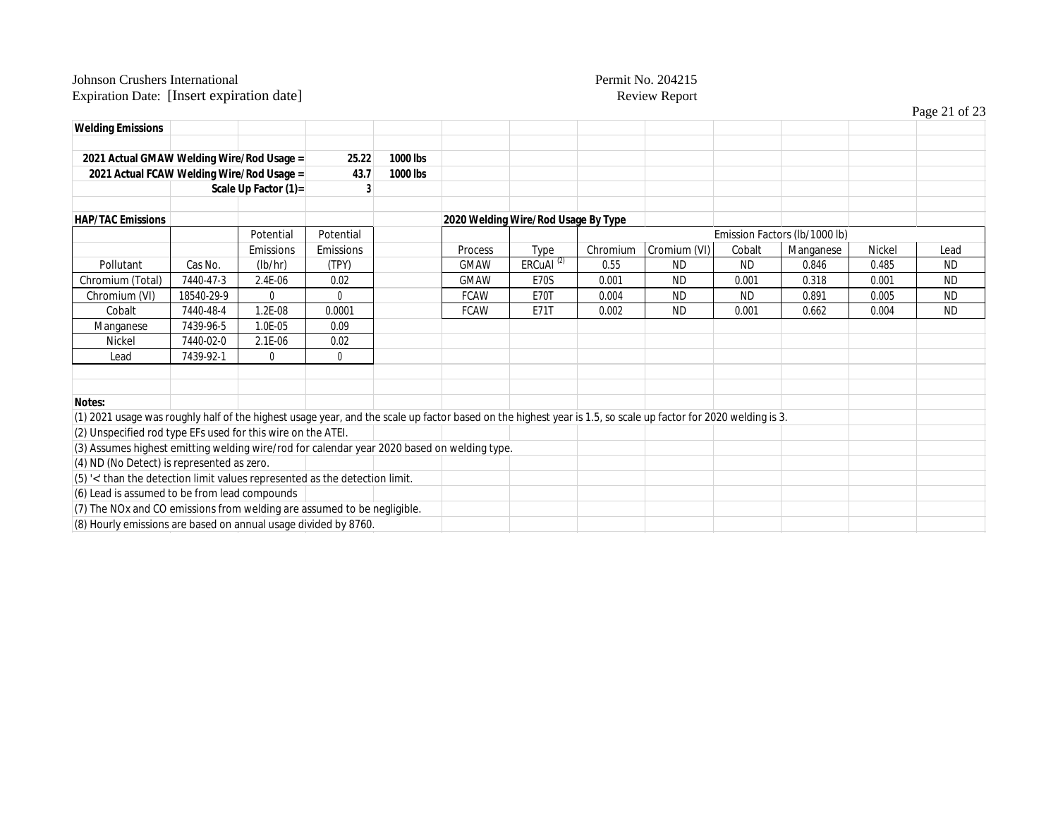**Welding Emissions**

| | | |
|---|---|---|
| 2021 Actual GMAW Welding Wire/Rod Usage = | 25.22 | 1000 lbs |
| 2021 Actual FCAW Welding Wire/Rod Usage = | 43.7 | 1000 lbs |
| Scale Up Factor (1)= | 3 | |

**HAP/TAC Emissions**

| Pollutant | Cas No. | Potential Emissions (lb/hr) | Potential Emissions (TPY) |
|---|---|---|---|
| Chromium (Total) | 7440-47-3 | 2.4E-06 | 0.02 |
| Chromium (VI) | 18540-29-9 | 0 | 0 |
| Cobalt | 7440-48-4 | 1.2E-08 | 0.0001 |
| Manganese | 7439-96-5 | 1.0E-05 | 0.09 |
| Nickel | 7440-02-0 | 2.1E-06 | 0.02 |
| Lead | 7439-92-1 | 0 | 0 |

**2020 Welding Wire/Rod Usage By Type**

| | | Emission Factors (lb/1000 lb) | | | | | |
|---|---|---|---|---|---|---|---|
| Process | Type | Chromium | Cromium (VI) | Cobalt | Manganese | Nickel | Lead |
| GMAW | ERCuAl (2) | 0.55 | ND | ND | 0.846 | 0.485 | ND |
| GMAW | E70S | 0.001 | ND | 0.001 | 0.318 | 0.001 | ND |
| FCAW | E70T | 0.004 | ND | ND | 0.891 | 0.005 | ND |
| FCAW | E71T | 0.002 | ND | 0.001 | 0.662 | 0.004 | ND |

**Notes:**

(1) 2021 usage was roughly half of the highest usage year, and the scale up factor based on the highest year is 1.5, so scale up factor for 2020 welding is 3.

(2) Unspecified rod type EFs used for this wire on the ATEI.

(3) Assumes highest emitting welding wire/rod for calendar year 2020 based on welding type.

(4) ND (No Detect) is represented as zero.

(5) '< than the detection limit values represented as the detection limit.

(6) Lead is assumed to be from lead compounds

(7) The NOx and CO emissions from welding are assumed to be negligible.

(8) Hourly emissions are based on annual usage divided by 8760.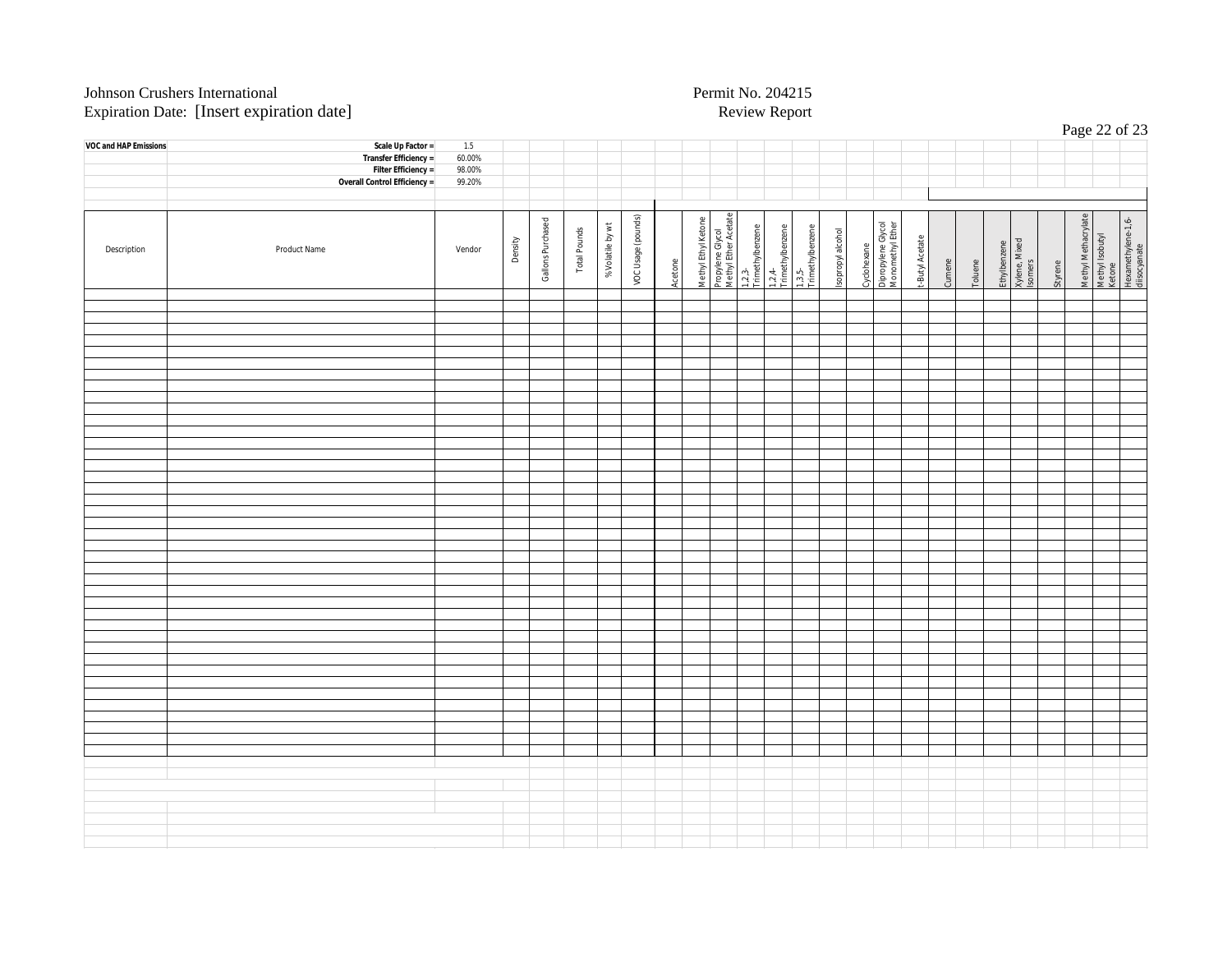| VOC and HAP Emissions | Scale Up Factor = | 1.5 |
|---|---|---|
| | Transfer Efficiency = | 60.00% |
| | Filter Efficiency = | 98.00% |
| | Overall Control Efficiency = | 99.20% |

| Description | Product Name | Vendor | Density | Gallons Purchased | Total Pounds | % Volatile by wt | VOC Usage (pounds) | Acetone | Methyl Ethyl Ketone | Propylene Glycol Methyl Ether Acetate | 1,2,3-Trimethylbenzene | 1,2,4-Trimethylbenzene | 1,3,5-Trimethylbenzene | Isopropyl alcohol | Cyclohexane | Dipropylene Glycol Monomethyl Ether | t-Butyl Acetate | Cumene | Toluene | Ethylbenzene | Xylene, Mixed Isomers | Styrene | Methyl Methacrylate | Methyl Isobutyl Ketone | Hexamethylene-1,6-diisocyanate |
|---|---|---|---|---|---|---|---|---|---|---|---|---|---|---|---|---|---|---|---|---|---|---|---|---|---|
| | | | | | | | | | | | | | | | | | | | | | | | | | |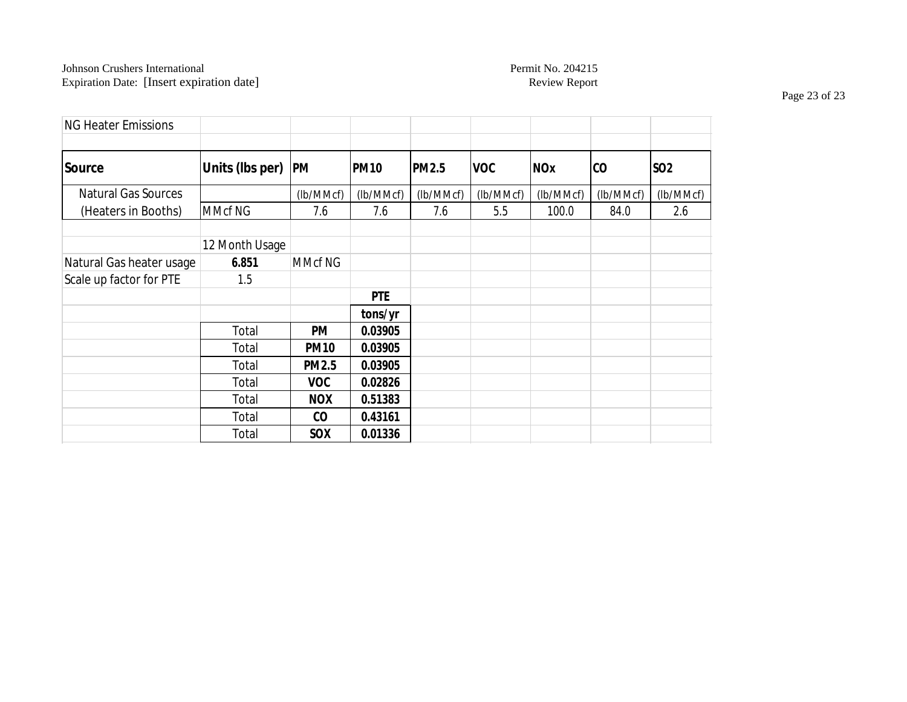NG Heater Emissions

| Source | Units (lbs per) | PM | PM10 | PM2.5 | VOC | NOx | CO | SO2 |
|---|---|---|---|---|---|---|---|---|
| Natural Gas Sources | | (lb/MMcf) | (lb/MMcf) | (lb/MMcf) | (lb/MMcf) | (lb/MMcf) | (lb/MMcf) | (lb/MMcf) |
| (Heaters in Booths) | MMcf NG | 7.6 | 7.6 | 7.6 | 5.5 | 100.0 | 84.0 | 2.6 |

| | | | |
|---|---|---|---|
| | 12 Month Usage | | |
| Natural Gas heater usage | **6.851** | MMcf NG | |
| Scale up factor for PTE | 1.5 | | |
| | | | **PTE** |
| | | | **tons/yr** |
| | Total | **PM** | **0.03905** |
| | Total | **PM10** | **0.03905** |
| | Total | **PM2.5** | **0.03905** |
| | Total | **VOC** | **0.02826** |
| | Total | **NOX** | **0.51383** |
| | Total | **CO** | **0.43161** |
| | Total | **SOX** | **0.01336** |